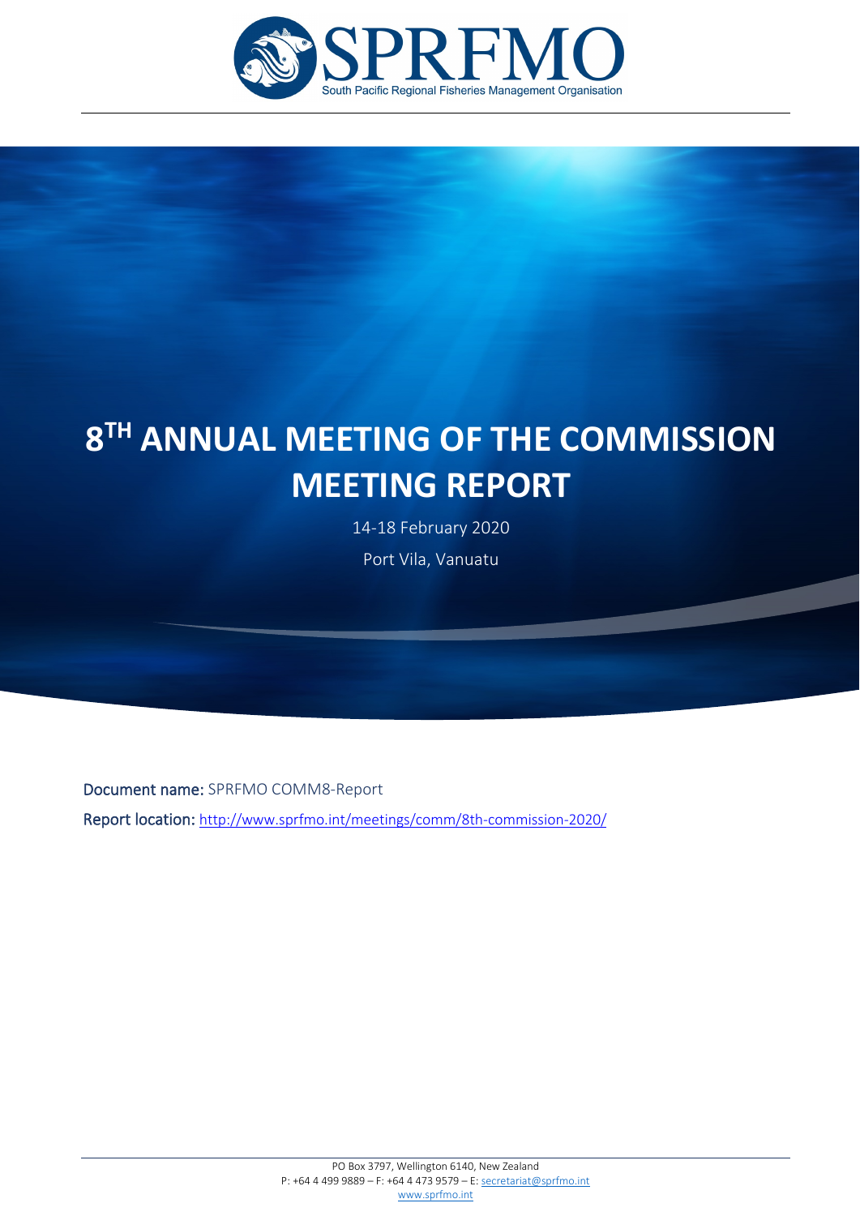SPRFMO

South Pacific Regional Fisheries Management Organisation

# 8TH ANNUAL MEETING OF THE COMMISSION MEETING REPORT

14-18 February 2020

Port Vila, Vanuatu

**Document name:** SPRFMO COMM8-Report

**Report location:** http://www.sprfmo.int/meetings/comm/8th-commission-2020/

PO Box 3797, Wellington 6140, New Zealand
P: +64 4 499 9889 – F: +64 4 473 9579 – E: secretariat@sprfmo.int
www.sprfmo.int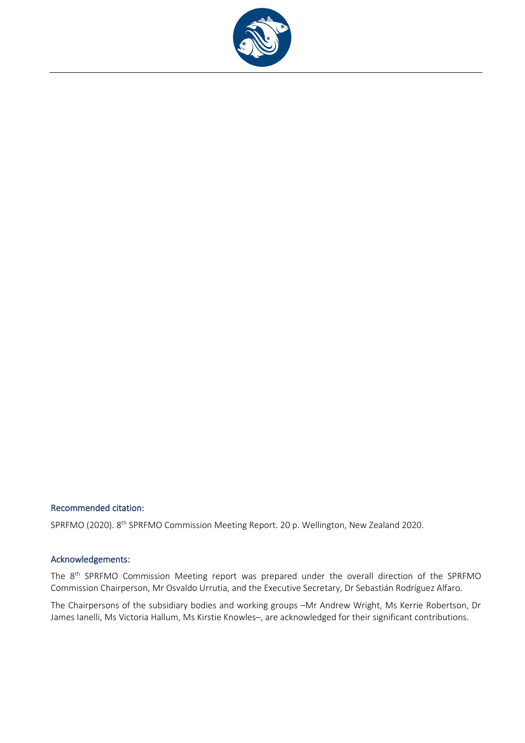### Recommended citation:

SPRFMO (2020). 8th SPRFMO Commission Meeting Report. 20 p. Wellington, New Zealand 2020.

### Acknowledgements:

The 8th SPRFMO Commission Meeting report was prepared under the overall direction of the SPRFMO Commission Chairperson, Mr Osvaldo Urrutia, and the Executive Secretary, Dr Sebastián Rodríguez Alfaro.

The Chairpersons of the subsidiary bodies and working groups –Mr Andrew Wright, Ms Kerrie Robertson, Dr James Ianelli, Ms Victoria Hallum, Ms Kirstie Knowles–, are acknowledged for their significant contributions.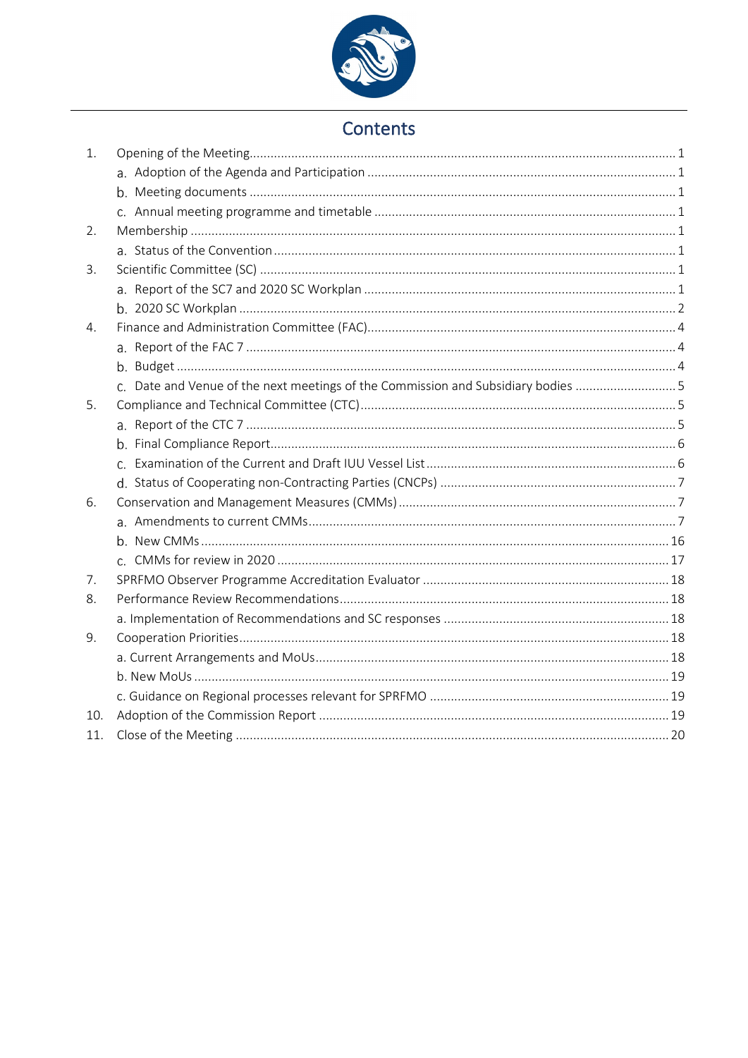# Contents

1. Opening of the Meeting ........ 1
   a. Adoption of the Agenda and Participation ........ 1
   b. Meeting documents ........ 1
   c. Annual meeting programme and timetable ........ 1
2. Membership ........ 1
   a. Status of the Convention ........ 1
3. Scientific Committee (SC) ........ 1
   a. Report of the SC7 and 2020 SC Workplan ........ 1
   b. 2020 SC Workplan ........ 2
4. Finance and Administration Committee (FAC) ........ 4
   a. Report of the FAC 7 ........ 4
   b. Budget ........ 4
   c. Date and Venue of the next meetings of the Commission and Subsidiary bodies ........ 5
5. Compliance and Technical Committee (CTC) ........ 5
   a. Report of the CTC 7 ........ 5
   b. Final Compliance Report ........ 6
   c. Examination of the Current and Draft IUU Vessel List ........ 6
   d. Status of Cooperating non-Contracting Parties (CNCPs) ........ 7
6. Conservation and Management Measures (CMMs) ........ 7
   a. Amendments to current CMMs ........ 7
   b. New CMMs ........ 16
   c. CMMs for review in 2020 ........ 17
7. SPRFMO Observer Programme Accreditation Evaluator ........ 18
8. Performance Review Recommendations ........ 18
   a. Implementation of Recommendations and SC responses ........ 18
9. Cooperation Priorities ........ 18
   a. Current Arrangements and MoUs ........ 18
   b. New MoUs ........ 19
   c. Guidance on Regional processes relevant for SPRFMO ........ 19
10. Adoption of the Commission Report ........ 19
11. Close of the Meeting ........ 20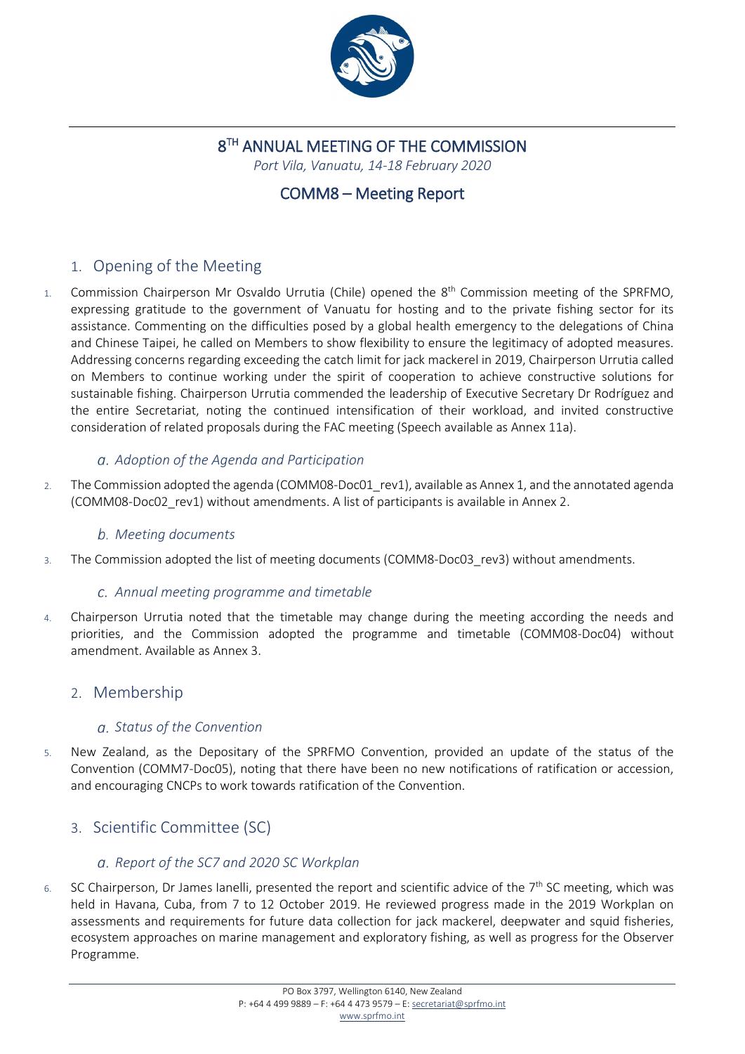# 8TH ANNUAL MEETING OF THE COMMISSION

*Port Vila, Vanuatu, 14-18 February 2020*

## COMM8 – Meeting Report

## 1. Opening of the Meeting

1. Commission Chairperson Mr Osvaldo Urrutia (Chile) opened the 8th Commission meeting of the SPRFMO, expressing gratitude to the government of Vanuatu for hosting and to the private fishing sector for its assistance. Commenting on the difficulties posed by a global health emergency to the delegations of China and Chinese Taipei, he called on Members to show flexibility to ensure the legitimacy of adopted measures. Addressing concerns regarding exceeding the catch limit for jack mackerel in 2019, Chairperson Urrutia called on Members to continue working under the spirit of cooperation to achieve constructive solutions for sustainable fishing. Chairperson Urrutia commended the leadership of Executive Secretary Dr Rodríguez and the entire Secretariat, noting the continued intensification of their workload, and invited constructive consideration of related proposals during the FAC meeting (Speech available as Annex 11a).

### *a. Adoption of the Agenda and Participation*

2. The Commission adopted the agenda (COMM08-Doc01_rev1), available as Annex 1, and the annotated agenda (COMM08-Doc02_rev1) without amendments. A list of participants is available in Annex 2.

### *b. Meeting documents*

3. The Commission adopted the list of meeting documents (COMM8-Doc03_rev3) without amendments.

### *c. Annual meeting programme and timetable*

4. Chairperson Urrutia noted that the timetable may change during the meeting according the needs and priorities, and the Commission adopted the programme and timetable (COMM08-Doc04) without amendment. Available as Annex 3.

## 2. Membership

### *a. Status of the Convention*

5. New Zealand, as the Depositary of the SPRFMO Convention, provided an update of the status of the Convention (COMM7-Doc05), noting that there have been no new notifications of ratification or accession, and encouraging CNCPs to work towards ratification of the Convention.

## 3. Scientific Committee (SC)

### *a. Report of the SC7 and 2020 SC Workplan*

6. SC Chairperson, Dr James Ianelli, presented the report and scientific advice of the 7th SC meeting, which was held in Havana, Cuba, from 7 to 12 October 2019. He reviewed progress made in the 2019 Workplan on assessments and requirements for future data collection for jack mackerel, deepwater and squid fisheries, ecosystem approaches on marine management and exploratory fishing, as well as progress for the Observer Programme.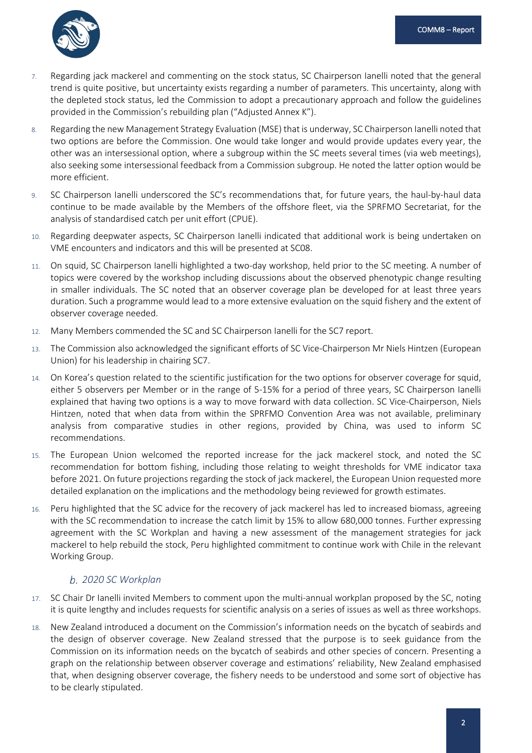7. Regarding jack mackerel and commenting on the stock status, SC Chairperson Ianelli noted that the general trend is quite positive, but uncertainty exists regarding a number of parameters. This uncertainty, along with the depleted stock status, led the Commission to adopt a precautionary approach and follow the guidelines provided in the Commission's rebuilding plan ("Adjusted Annex K").

8. Regarding the new Management Strategy Evaluation (MSE) that is underway, SC Chairperson Ianelli noted that two options are before the Commission. One would take longer and would provide updates every year, the other was an intersessional option, where a subgroup within the SC meets several times (via web meetings), also seeking some intersessional feedback from a Commission subgroup. He noted the latter option would be more efficient.

9. SC Chairperson Ianelli underscored the SC's recommendations that, for future years, the haul-by-haul data continue to be made available by the Members of the offshore fleet, via the SPRFMO Secretariat, for the analysis of standardised catch per unit effort (CPUE).

10. Regarding deepwater aspects, SC Chairperson Ianelli indicated that additional work is being undertaken on VME encounters and indicators and this will be presented at SC08.

11. On squid, SC Chairperson Ianelli highlighted a two-day workshop, held prior to the SC meeting. A number of topics were covered by the workshop including discussions about the observed phenotypic change resulting in smaller individuals. The SC noted that an observer coverage plan be developed for at least three years duration. Such a programme would lead to a more extensive evaluation on the squid fishery and the extent of observer coverage needed.

12. Many Members commended the SC and SC Chairperson Ianelli for the SC7 report.

13. The Commission also acknowledged the significant efforts of SC Vice-Chairperson Mr Niels Hintzen (European Union) for his leadership in chairing SC7.

14. On Korea's question related to the scientific justification for the two options for observer coverage for squid, either 5 observers per Member or in the range of 5-15% for a period of three years, SC Chairperson Ianelli explained that having two options is a way to move forward with data collection. SC Vice-Chairperson, Niels Hintzen, noted that when data from within the SPRFMO Convention Area was not available, preliminary analysis from comparative studies in other regions, provided by China, was used to inform SC recommendations.

15. The European Union welcomed the reported increase for the jack mackerel stock, and noted the SC recommendation for bottom fishing, including those relating to weight thresholds for VME indicator taxa before 2021. On future projections regarding the stock of jack mackerel, the European Union requested more detailed explanation on the implications and the methodology being reviewed for growth estimates.

16. Peru highlighted that the SC advice for the recovery of jack mackerel has led to increased biomass, agreeing with the SC recommendation to increase the catch limit by 15% to allow 680,000 tonnes. Further expressing agreement with the SC Workplan and having a new assessment of the management strategies for jack mackerel to help rebuild the stock, Peru highlighted commitment to continue work with Chile in the relevant Working Group.

### *b. 2020 SC Workplan*

17. SC Chair Dr Ianelli invited Members to comment upon the multi-annual workplan proposed by the SC, noting it is quite lengthy and includes requests for scientific analysis on a series of issues as well as three workshops.

18. New Zealand introduced a document on the Commission's information needs on the bycatch of seabirds and the design of observer coverage. New Zealand stressed that the purpose is to seek guidance from the Commission on its information needs on the bycatch of seabirds and other species of concern. Presenting a graph on the relationship between observer coverage and estimations' reliability, New Zealand emphasised that, when designing observer coverage, the fishery needs to be understood and some sort of objective has to be clearly stipulated.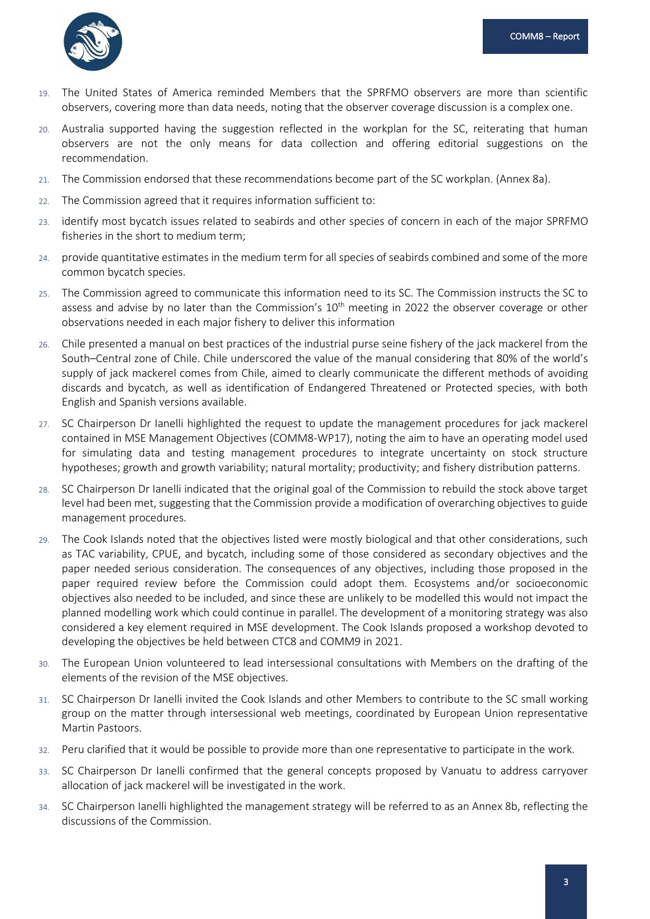19. The United States of America reminded Members that the SPRFMO observers are more than scientific observers, covering more than data needs, noting that the observer coverage discussion is a complex one.
20. Australia supported having the suggestion reflected in the workplan for the SC, reiterating that human observers are not the only means for data collection and offering editorial suggestions on the recommendation.
21. The Commission endorsed that these recommendations become part of the SC workplan. (Annex 8a).
22. The Commission agreed that it requires information sufficient to:
23. identify most bycatch issues related to seabirds and other species of concern in each of the major SPRFMO fisheries in the short to medium term;
24. provide quantitative estimates in the medium term for all species of seabirds combined and some of the more common bycatch species.
25. The Commission agreed to communicate this information need to its SC. The Commission instructs the SC to assess and advise by no later than the Commission's 10th meeting in 2022 the observer coverage or other observations needed in each major fishery to deliver this information
26. Chile presented a manual on best practices of the industrial purse seine fishery of the jack mackerel from the South–Central zone of Chile. Chile underscored the value of the manual considering that 80% of the world's supply of jack mackerel comes from Chile, aimed to clearly communicate the different methods of avoiding discards and bycatch, as well as identification of Endangered Threatened or Protected species, with both English and Spanish versions available.
27. SC Chairperson Dr Ianelli highlighted the request to update the management procedures for jack mackerel contained in MSE Management Objectives (COMM8-WP17), noting the aim to have an operating model used for simulating data and testing management procedures to integrate uncertainty on stock structure hypotheses; growth and growth variability; natural mortality; productivity; and fishery distribution patterns.
28. SC Chairperson Dr Ianelli indicated that the original goal of the Commission to rebuild the stock above target level had been met, suggesting that the Commission provide a modification of overarching objectives to guide management procedures.
29. The Cook Islands noted that the objectives listed were mostly biological and that other considerations, such as TAC variability, CPUE, and bycatch, including some of those considered as secondary objectives and the paper needed serious consideration. The consequences of any objectives, including those proposed in the paper required review before the Commission could adopt them. Ecosystems and/or socioeconomic objectives also needed to be included, and since these are unlikely to be modelled this would not impact the planned modelling work which could continue in parallel. The development of a monitoring strategy was also considered a key element required in MSE development. The Cook Islands proposed a workshop devoted to developing the objectives be held between CTC8 and COMM9 in 2021.
30. The European Union volunteered to lead intersessional consultations with Members on the drafting of the elements of the revision of the MSE objectives.
31. SC Chairperson Dr Ianelli invited the Cook Islands and other Members to contribute to the SC small working group on the matter through intersessional web meetings, coordinated by European Union representative Martin Pastoors.
32. Peru clarified that it would be possible to provide more than one representative to participate in the work.
33. SC Chairperson Dr Ianelli confirmed that the general concepts proposed by Vanuatu to address carryover allocation of jack mackerel will be investigated in the work.
34. SC Chairperson Ianelli highlighted the management strategy will be referred to as an Annex 8b, reflecting the discussions of the Commission.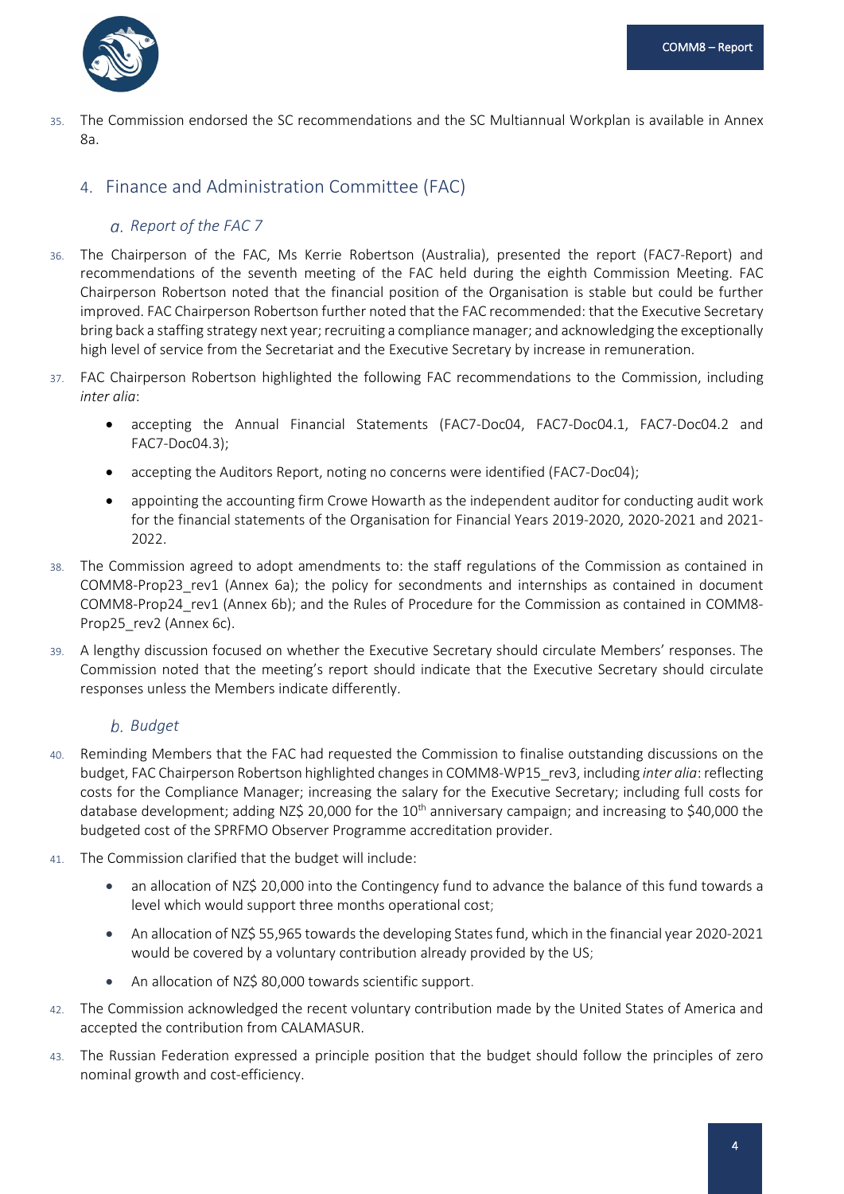35. The Commission endorsed the SC recommendations and the SC Multiannual Workplan is available in Annex 8a.

## 4. Finance and Administration Committee (FAC)

### *a. Report of the FAC 7*

36. The Chairperson of the FAC, Ms Kerrie Robertson (Australia), presented the report (FAC7-Report) and recommendations of the seventh meeting of the FAC held during the eighth Commission Meeting. FAC Chairperson Robertson noted that the financial position of the Organisation is stable but could be further improved. FAC Chairperson Robertson further noted that the FAC recommended: that the Executive Secretary bring back a staffing strategy next year; recruiting a compliance manager; and acknowledging the exceptionally high level of service from the Secretariat and the Executive Secretary by increase in remuneration.

37. FAC Chairperson Robertson highlighted the following FAC recommendations to the Commission, including *inter alia*:

    - accepting the Annual Financial Statements (FAC7-Doc04, FAC7-Doc04.1, FAC7-Doc04.2 and FAC7-Doc04.3);
    - accepting the Auditors Report, noting no concerns were identified (FAC7-Doc04);
    - appointing the accounting firm Crowe Howarth as the independent auditor for conducting audit work for the financial statements of the Organisation for Financial Years 2019-2020, 2020-2021 and 2021-2022.

38. The Commission agreed to adopt amendments to: the staff regulations of the Commission as contained in COMM8-Prop23_rev1 (Annex 6a); the policy for secondments and internships as contained in document COMM8-Prop24_rev1 (Annex 6b); and the Rules of Procedure for the Commission as contained in COMM8-Prop25_rev2 (Annex 6c).

39. A lengthy discussion focused on whether the Executive Secretary should circulate Members' responses. The Commission noted that the meeting's report should indicate that the Executive Secretary should circulate responses unless the Members indicate differently.

### *b. Budget*

40. Reminding Members that the FAC had requested the Commission to finalise outstanding discussions on the budget, FAC Chairperson Robertson highlighted changes in COMM8-WP15_rev3, including *inter alia*: reflecting costs for the Compliance Manager; increasing the salary for the Executive Secretary; including full costs for database development; adding NZ$ 20,000 for the 10th anniversary campaign; and increasing to $40,000 the budgeted cost of the SPRFMO Observer Programme accreditation provider.

41. The Commission clarified that the budget will include:

    - an allocation of NZ$ 20,000 into the Contingency fund to advance the balance of this fund towards a level which would support three months operational cost;
    - An allocation of NZ$ 55,965 towards the developing States fund, which in the financial year 2020-2021 would be covered by a voluntary contribution already provided by the US;
    - An allocation of NZ$ 80,000 towards scientific support.

42. The Commission acknowledged the recent voluntary contribution made by the United States of America and accepted the contribution from CALAMASUR.

43. The Russian Federation expressed a principle position that the budget should follow the principles of zero nominal growth and cost-efficiency.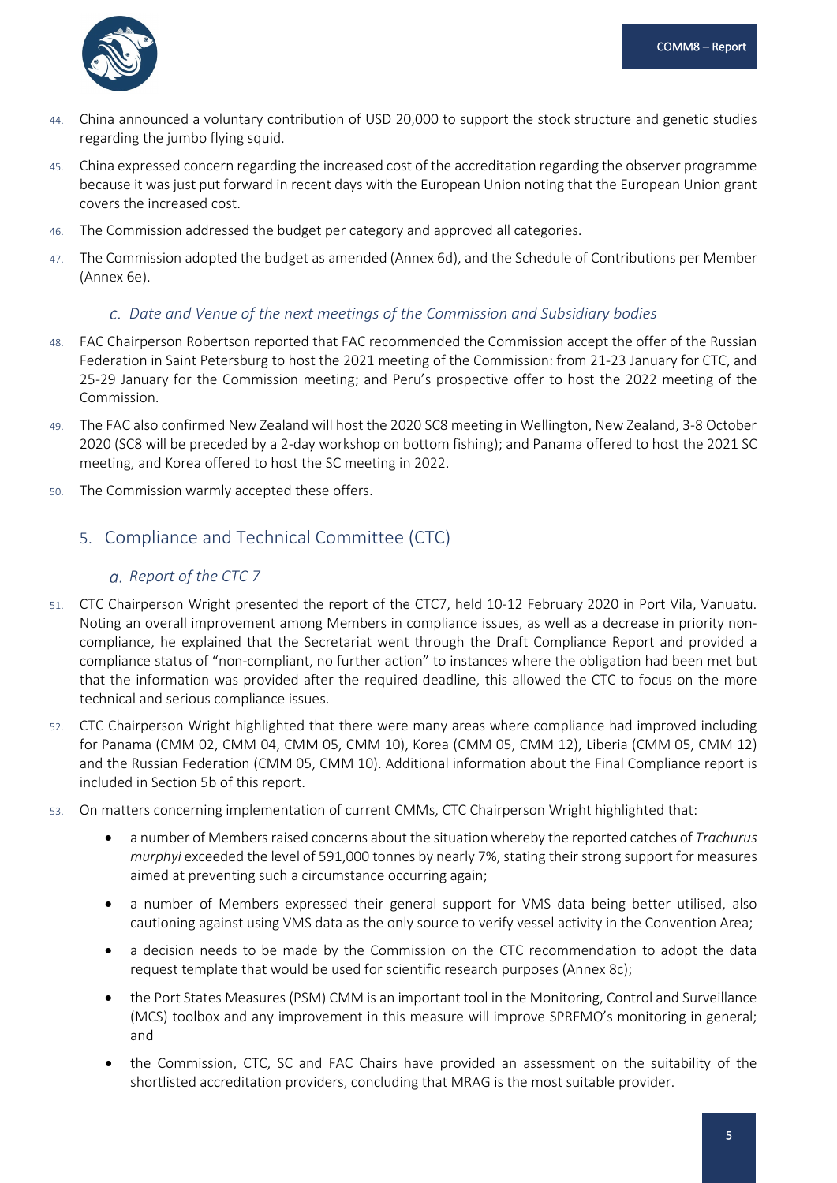44. China announced a voluntary contribution of USD 20,000 to support the stock structure and genetic studies regarding the jumbo flying squid.

45. China expressed concern regarding the increased cost of the accreditation regarding the observer programme because it was just put forward in recent days with the European Union noting that the European Union grant covers the increased cost.

46. The Commission addressed the budget per category and approved all categories.

47. The Commission adopted the budget as amended (Annex 6d), and the Schedule of Contributions per Member (Annex 6e).

### c. Date and Venue of the next meetings of the Commission and Subsidiary bodies

48. FAC Chairperson Robertson reported that FAC recommended the Commission accept the offer of the Russian Federation in Saint Petersburg to host the 2021 meeting of the Commission: from 21-23 January for CTC, and 25-29 January for the Commission meeting; and Peru's prospective offer to host the 2022 meeting of the Commission.

49. The FAC also confirmed New Zealand will host the 2020 SC8 meeting in Wellington, New Zealand, 3-8 October 2020 (SC8 will be preceded by a 2-day workshop on bottom fishing); and Panama offered to host the 2021 SC meeting, and Korea offered to host the SC meeting in 2022.

50. The Commission warmly accepted these offers.

## 5. Compliance and Technical Committee (CTC)

### a. Report of the CTC 7

51. CTC Chairperson Wright presented the report of the CTC7, held 10-12 February 2020 in Port Vila, Vanuatu. Noting an overall improvement among Members in compliance issues, as well as a decrease in priority non-compliance, he explained that the Secretariat went through the Draft Compliance Report and provided a compliance status of "non-compliant, no further action" to instances where the obligation had been met but that the information was provided after the required deadline, this allowed the CTC to focus on the more technical and serious compliance issues.

52. CTC Chairperson Wright highlighted that there were many areas where compliance had improved including for Panama (CMM 02, CMM 04, CMM 05, CMM 10), Korea (CMM 05, CMM 12), Liberia (CMM 05, CMM 12) and the Russian Federation (CMM 05, CMM 10). Additional information about the Final Compliance report is included in Section 5b of this report.

53. On matters concerning implementation of current CMMs, CTC Chairperson Wright highlighted that:

- a number of Members raised concerns about the situation whereby the reported catches of *Trachurus murphyi* exceeded the level of 591,000 tonnes by nearly 7%, stating their strong support for measures aimed at preventing such a circumstance occurring again;
- a number of Members expressed their general support for VMS data being better utilised, also cautioning against using VMS data as the only source to verify vessel activity in the Convention Area;
- a decision needs to be made by the Commission on the CTC recommendation to adopt the data request template that would be used for scientific research purposes (Annex 8c);
- the Port States Measures (PSM) CMM is an important tool in the Monitoring, Control and Surveillance (MCS) toolbox and any improvement in this measure will improve SPRFMO's monitoring in general; and
- the Commission, CTC, SC and FAC Chairs have provided an assessment on the suitability of the shortlisted accreditation providers, concluding that MRAG is the most suitable provider.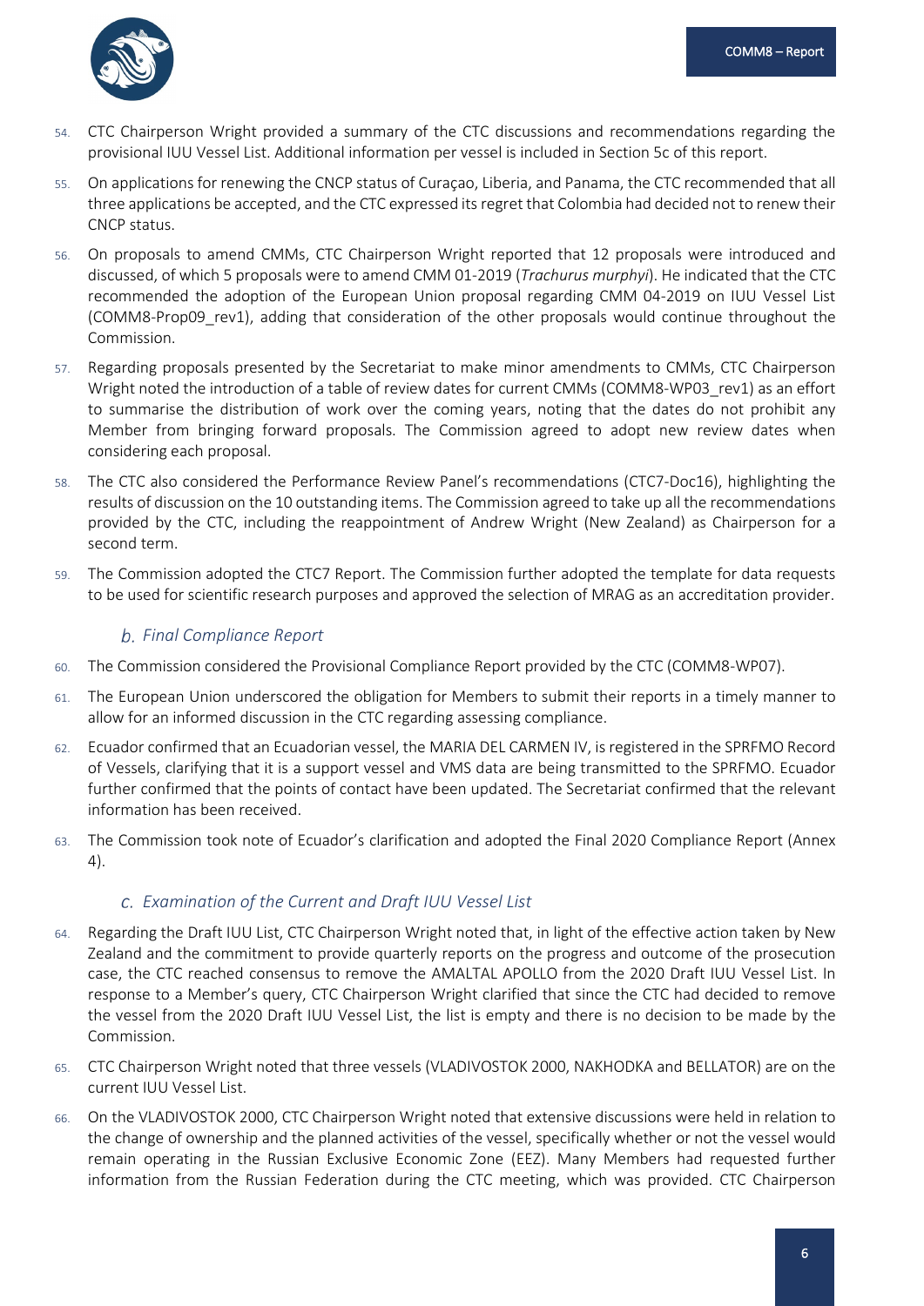54. CTC Chairperson Wright provided a summary of the CTC discussions and recommendations regarding the provisional IUU Vessel List. Additional information per vessel is included in Section 5c of this report.

55. On applications for renewing the CNCP status of Curaçao, Liberia, and Panama, the CTC recommended that all three applications be accepted, and the CTC expressed its regret that Colombia had decided not to renew their CNCP status.

56. On proposals to amend CMMs, CTC Chairperson Wright reported that 12 proposals were introduced and discussed, of which 5 proposals were to amend CMM 01-2019 (*Trachurus murphyi*). He indicated that the CTC recommended the adoption of the European Union proposal regarding CMM 04-2019 on IUU Vessel List (COMM8-Prop09_rev1), adding that consideration of the other proposals would continue throughout the Commission.

57. Regarding proposals presented by the Secretariat to make minor amendments to CMMs, CTC Chairperson Wright noted the introduction of a table of review dates for current CMMs (COMM8-WP03_rev1) as an effort to summarise the distribution of work over the coming years, noting that the dates do not prohibit any Member from bringing forward proposals. The Commission agreed to adopt new review dates when considering each proposal.

58. The CTC also considered the Performance Review Panel's recommendations (CTC7-Doc16), highlighting the results of discussion on the 10 outstanding items. The Commission agreed to take up all the recommendations provided by the CTC, including the reappointment of Andrew Wright (New Zealand) as Chairperson for a second term.

59. The Commission adopted the CTC7 Report. The Commission further adopted the template for data requests to be used for scientific research purposes and approved the selection of MRAG as an accreditation provider.

### *b. Final Compliance Report*

60. The Commission considered the Provisional Compliance Report provided by the CTC (COMM8-WP07).

61. The European Union underscored the obligation for Members to submit their reports in a timely manner to allow for an informed discussion in the CTC regarding assessing compliance.

62. Ecuador confirmed that an Ecuadorian vessel, the MARIA DEL CARMEN IV, is registered in the SPRFMO Record of Vessels, clarifying that it is a support vessel and VMS data are being transmitted to the SPRFMO. Ecuador further confirmed that the points of contact have been updated. The Secretariat confirmed that the relevant information has been received.

63. The Commission took note of Ecuador's clarification and adopted the Final 2020 Compliance Report (Annex 4).

### *c. Examination of the Current and Draft IUU Vessel List*

64. Regarding the Draft IUU List, CTC Chairperson Wright noted that, in light of the effective action taken by New Zealand and the commitment to provide quarterly reports on the progress and outcome of the prosecution case, the CTC reached consensus to remove the AMALTAL APOLLO from the 2020 Draft IUU Vessel List. In response to a Member's query, CTC Chairperson Wright clarified that since the CTC had decided to remove the vessel from the 2020 Draft IUU Vessel List, the list is empty and there is no decision to be made by the Commission.

65. CTC Chairperson Wright noted that three vessels (VLADIVOSTOK 2000, NAKHODKA and BELLATOR) are on the current IUU Vessel List.

66. On the VLADIVOSTOK 2000, CTC Chairperson Wright noted that extensive discussions were held in relation to the change of ownership and the planned activities of the vessel, specifically whether or not the vessel would remain operating in the Russian Exclusive Economic Zone (EEZ). Many Members had requested further information from the Russian Federation during the CTC meeting, which was provided. CTC Chairperson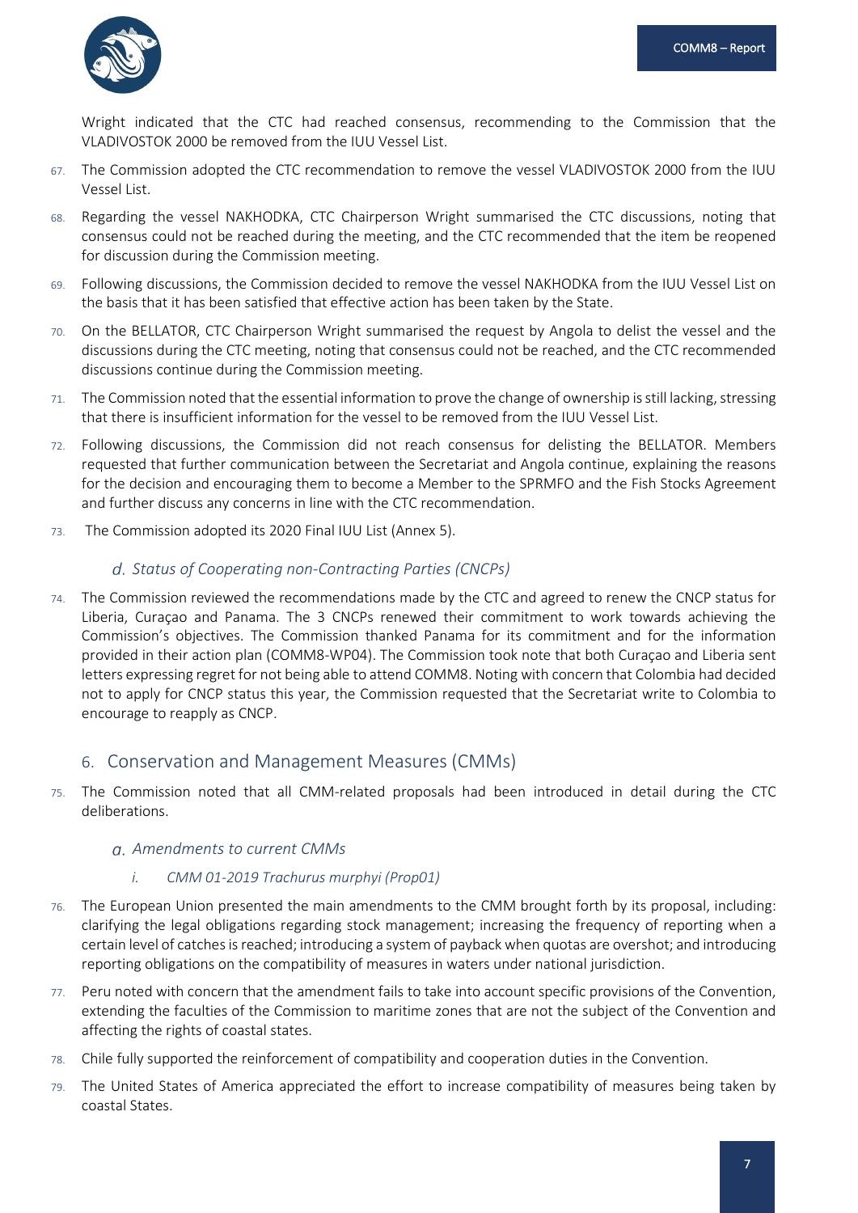Wright indicated that the CTC had reached consensus, recommending to the Commission that the VLADIVOSTOK 2000 be removed from the IUU Vessel List.

67. The Commission adopted the CTC recommendation to remove the vessel VLADIVOSTOK 2000 from the IUU Vessel List.

68. Regarding the vessel NAKHODKA, CTC Chairperson Wright summarised the CTC discussions, noting that consensus could not be reached during the meeting, and the CTC recommended that the item be reopened for discussion during the Commission meeting.

69. Following discussions, the Commission decided to remove the vessel NAKHODKA from the IUU Vessel List on the basis that it has been satisfied that effective action has been taken by the State.

70. On the BELLATOR, CTC Chairperson Wright summarised the request by Angola to delist the vessel and the discussions during the CTC meeting, noting that consensus could not be reached, and the CTC recommended discussions continue during the Commission meeting.

71. The Commission noted that the essential information to prove the change of ownership is still lacking, stressing that there is insufficient information for the vessel to be removed from the IUU Vessel List.

72. Following discussions, the Commission did not reach consensus for delisting the BELLATOR. Members requested that further communication between the Secretariat and Angola continue, explaining the reasons for the decision and encouraging them to become a Member to the SPRMFO and the Fish Stocks Agreement and further discuss any concerns in line with the CTC recommendation.

73. The Commission adopted its 2020 Final IUU List (Annex 5).

### d. *Status of Cooperating non-Contracting Parties (CNCPs)*

74. The Commission reviewed the recommendations made by the CTC and agreed to renew the CNCP status for Liberia, Curaçao and Panama. The 3 CNCPs renewed their commitment to work towards achieving the Commission's objectives. The Commission thanked Panama for its commitment and for the information provided in their action plan (COMM8-WP04). The Commission took note that both Curaçao and Liberia sent letters expressing regret for not being able to attend COMM8. Noting with concern that Colombia had decided not to apply for CNCP status this year, the Commission requested that the Secretariat write to Colombia to encourage to reapply as CNCP.

## 6. Conservation and Management Measures (CMMs)

75. The Commission noted that all CMM-related proposals had been introduced in detail during the CTC deliberations.

### a. *Amendments to current CMMs*

#### i. *CMM 01-2019 Trachurus murphyi (Prop01)*

76. The European Union presented the main amendments to the CMM brought forth by its proposal, including: clarifying the legal obligations regarding stock management; increasing the frequency of reporting when a certain level of catches is reached; introducing a system of payback when quotas are overshot; and introducing reporting obligations on the compatibility of measures in waters under national jurisdiction.

77. Peru noted with concern that the amendment fails to take into account specific provisions of the Convention, extending the faculties of the Commission to maritime zones that are not the subject of the Convention and affecting the rights of coastal states.

78. Chile fully supported the reinforcement of compatibility and cooperation duties in the Convention.

79. The United States of America appreciated the effort to increase compatibility of measures being taken by coastal States.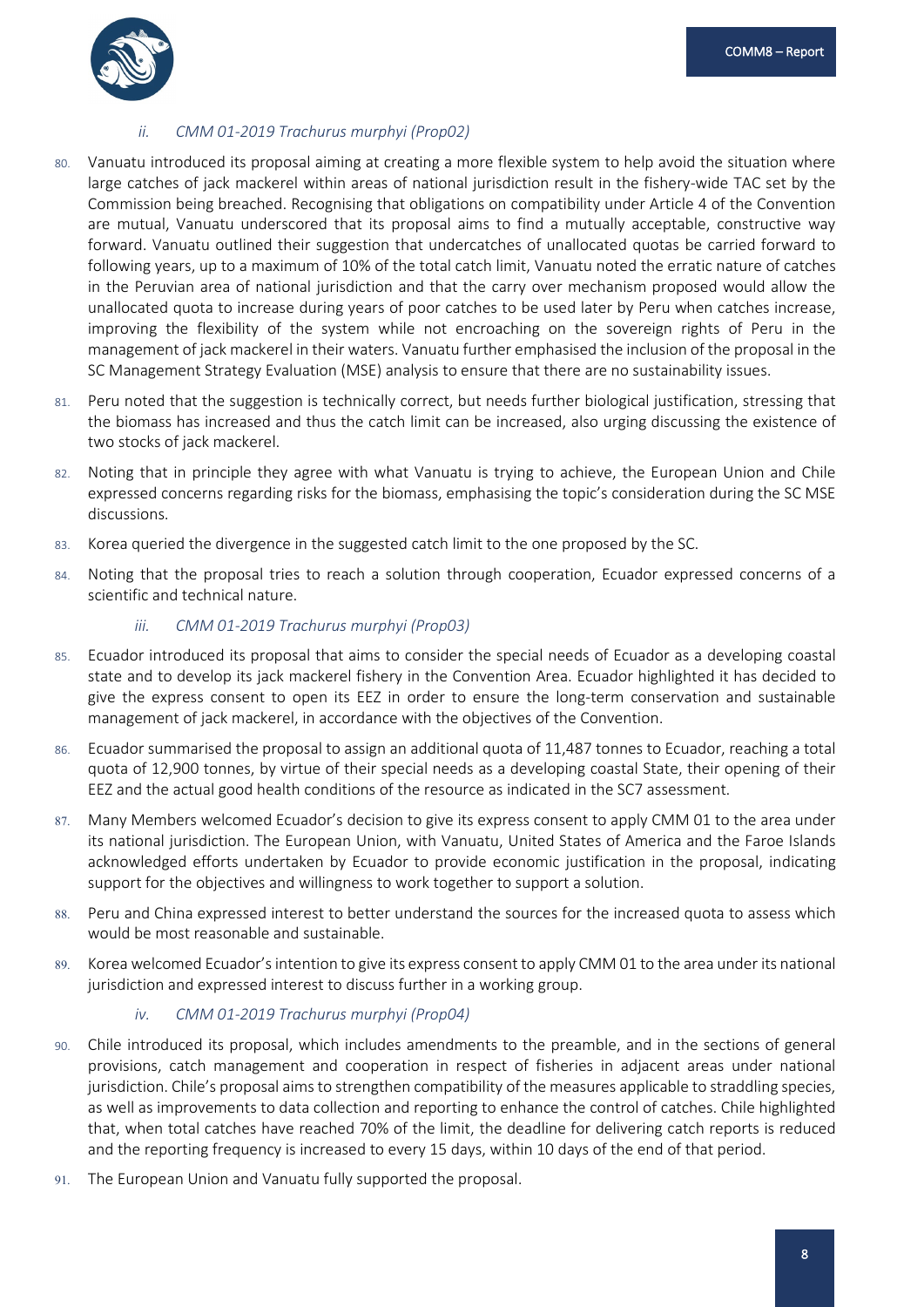*ii. CMM 01-2019 Trachurus murphyi (Prop02)*

80. Vanuatu introduced its proposal aiming at creating a more flexible system to help avoid the situation where large catches of jack mackerel within areas of national jurisdiction result in the fishery-wide TAC set by the Commission being breached. Recognising that obligations on compatibility under Article 4 of the Convention are mutual, Vanuatu underscored that its proposal aims to find a mutually acceptable, constructive way forward. Vanuatu outlined their suggestion that undercatches of unallocated quotas be carried forward to following years, up to a maximum of 10% of the total catch limit, Vanuatu noted the erratic nature of catches in the Peruvian area of national jurisdiction and that the carry over mechanism proposed would allow the unallocated quota to increase during years of poor catches to be used later by Peru when catches increase, improving the flexibility of the system while not encroaching on the sovereign rights of Peru in the management of jack mackerel in their waters. Vanuatu further emphasised the inclusion of the proposal in the SC Management Strategy Evaluation (MSE) analysis to ensure that there are no sustainability issues.

81. Peru noted that the suggestion is technically correct, but needs further biological justification, stressing that the biomass has increased and thus the catch limit can be increased, also urging discussing the existence of two stocks of jack mackerel.

82. Noting that in principle they agree with what Vanuatu is trying to achieve, the European Union and Chile expressed concerns regarding risks for the biomass, emphasising the topic's consideration during the SC MSE discussions.

83. Korea queried the divergence in the suggested catch limit to the one proposed by the SC.

84. Noting that the proposal tries to reach a solution through cooperation, Ecuador expressed concerns of a scientific and technical nature.

*iii. CMM 01-2019 Trachurus murphyi (Prop03)*

85. Ecuador introduced its proposal that aims to consider the special needs of Ecuador as a developing coastal state and to develop its jack mackerel fishery in the Convention Area. Ecuador highlighted it has decided to give the express consent to open its EEZ in order to ensure the long-term conservation and sustainable management of jack mackerel, in accordance with the objectives of the Convention.

86. Ecuador summarised the proposal to assign an additional quota of 11,487 tonnes to Ecuador, reaching a total quota of 12,900 tonnes, by virtue of their special needs as a developing coastal State, their opening of their EEZ and the actual good health conditions of the resource as indicated in the SC7 assessment.

87. Many Members welcomed Ecuador's decision to give its express consent to apply CMM 01 to the area under its national jurisdiction. The European Union, with Vanuatu, United States of America and the Faroe Islands acknowledged efforts undertaken by Ecuador to provide economic justification in the proposal, indicating support for the objectives and willingness to work together to support a solution.

88. Peru and China expressed interest to better understand the sources for the increased quota to assess which would be most reasonable and sustainable.

89. Korea welcomed Ecuador's intention to give its express consent to apply CMM 01 to the area under its national jurisdiction and expressed interest to discuss further in a working group.

*iv. CMM 01-2019 Trachurus murphyi (Prop04)*

90. Chile introduced its proposal, which includes amendments to the preamble, and in the sections of general provisions, catch management and cooperation in respect of fisheries in adjacent areas under national jurisdiction. Chile's proposal aims to strengthen compatibility of the measures applicable to straddling species, as well as improvements to data collection and reporting to enhance the control of catches. Chile highlighted that, when total catches have reached 70% of the limit, the deadline for delivering catch reports is reduced and the reporting frequency is increased to every 15 days, within 10 days of the end of that period.

91. The European Union and Vanuatu fully supported the proposal.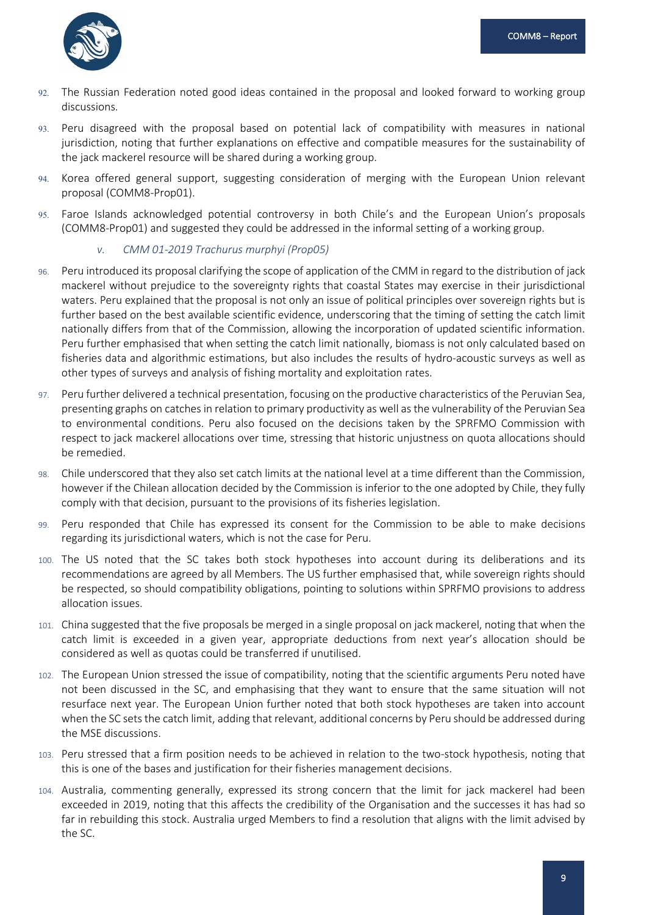92. The Russian Federation noted good ideas contained in the proposal and looked forward to working group discussions.

93. Peru disagreed with the proposal based on potential lack of compatibility with measures in national jurisdiction, noting that further explanations on effective and compatible measures for the sustainability of the jack mackerel resource will be shared during a working group.

94. Korea offered general support, suggesting consideration of merging with the European Union relevant proposal (COMM8-Prop01).

95. Faroe Islands acknowledged potential controversy in both Chile's and the European Union's proposals (COMM8-Prop01) and suggested they could be addressed in the informal setting of a working group.

*v. CMM 01-2019 Trachurus murphyi (Prop05)*

96. Peru introduced its proposal clarifying the scope of application of the CMM in regard to the distribution of jack mackerel without prejudice to the sovereignty rights that coastal States may exercise in their jurisdictional waters. Peru explained that the proposal is not only an issue of political principles over sovereign rights but is further based on the best available scientific evidence, underscoring that the timing of setting the catch limit nationally differs from that of the Commission, allowing the incorporation of updated scientific information. Peru further emphasised that when setting the catch limit nationally, biomass is not only calculated based on fisheries data and algorithmic estimations, but also includes the results of hydro-acoustic surveys as well as other types of surveys and analysis of fishing mortality and exploitation rates.

97. Peru further delivered a technical presentation, focusing on the productive characteristics of the Peruvian Sea, presenting graphs on catches in relation to primary productivity as well as the vulnerability of the Peruvian Sea to environmental conditions. Peru also focused on the decisions taken by the SPRFMO Commission with respect to jack mackerel allocations over time, stressing that historic unjustness on quota allocations should be remedied.

98. Chile underscored that they also set catch limits at the national level at a time different than the Commission, however if the Chilean allocation decided by the Commission is inferior to the one adopted by Chile, they fully comply with that decision, pursuant to the provisions of its fisheries legislation.

99. Peru responded that Chile has expressed its consent for the Commission to be able to make decisions regarding its jurisdictional waters, which is not the case for Peru.

100. The US noted that the SC takes both stock hypotheses into account during its deliberations and its recommendations are agreed by all Members. The US further emphasised that, while sovereign rights should be respected, so should compatibility obligations, pointing to solutions within SPRFMO provisions to address allocation issues.

101. China suggested that the five proposals be merged in a single proposal on jack mackerel, noting that when the catch limit is exceeded in a given year, appropriate deductions from next year's allocation should be considered as well as quotas could be transferred if unutilised.

102. The European Union stressed the issue of compatibility, noting that the scientific arguments Peru noted have not been discussed in the SC, and emphasising that they want to ensure that the same situation will not resurface next year. The European Union further noted that both stock hypotheses are taken into account when the SC sets the catch limit, adding that relevant, additional concerns by Peru should be addressed during the MSE discussions.

103. Peru stressed that a firm position needs to be achieved in relation to the two-stock hypothesis, noting that this is one of the bases and justification for their fisheries management decisions.

104. Australia, commenting generally, expressed its strong concern that the limit for jack mackerel had been exceeded in 2019, noting that this affects the credibility of the Organisation and the successes it has had so far in rebuilding this stock. Australia urged Members to find a resolution that aligns with the limit advised by the SC.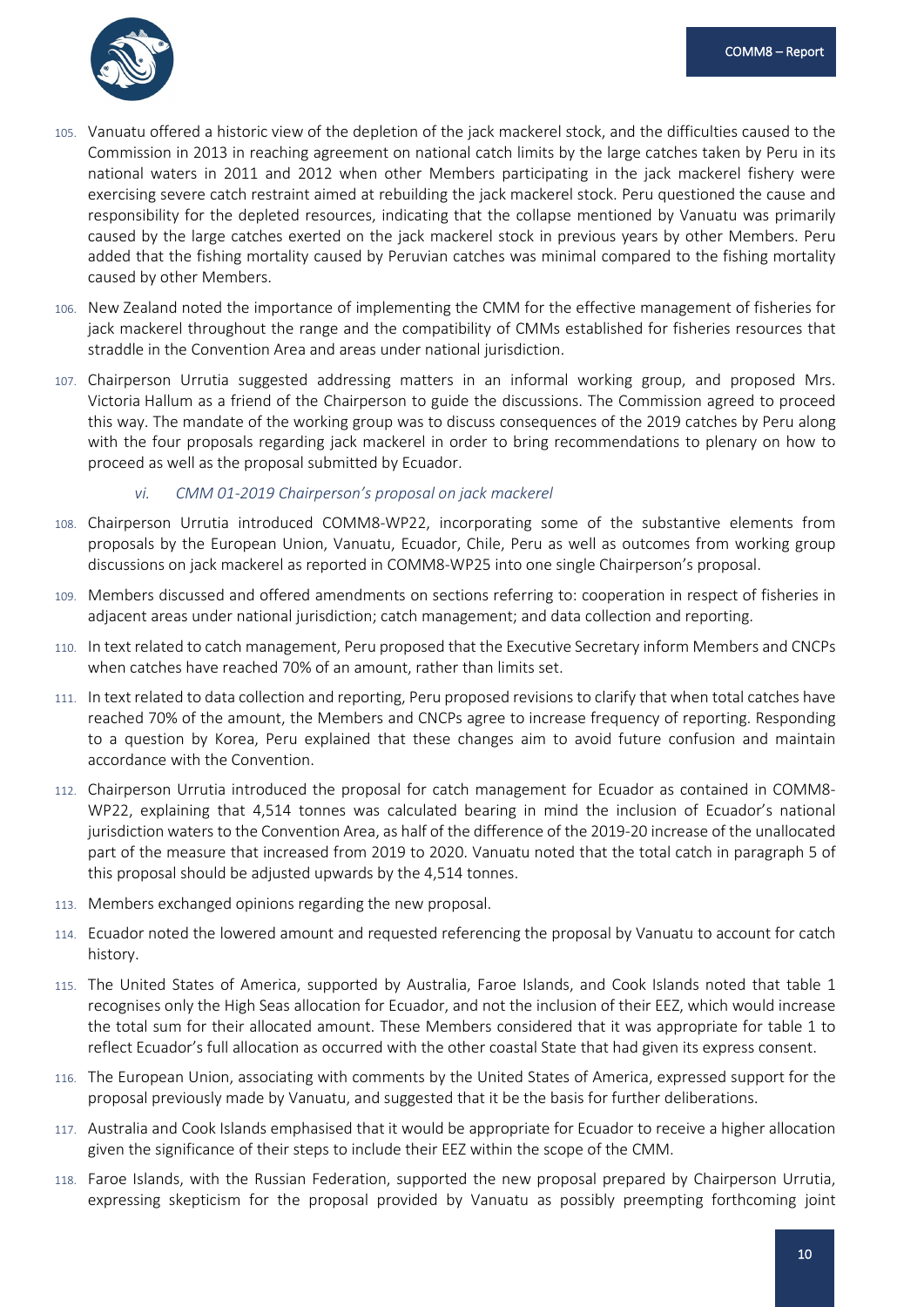105. Vanuatu offered a historic view of the depletion of the jack mackerel stock, and the difficulties caused to the Commission in 2013 in reaching agreement on national catch limits by the large catches taken by Peru in its national waters in 2011 and 2012 when other Members participating in the jack mackerel fishery were exercising severe catch restraint aimed at rebuilding the jack mackerel stock. Peru questioned the cause and responsibility for the depleted resources, indicating that the collapse mentioned by Vanuatu was primarily caused by the large catches exerted on the jack mackerel stock in previous years by other Members. Peru added that the fishing mortality caused by Peruvian catches was minimal compared to the fishing mortality caused by other Members.

106. New Zealand noted the importance of implementing the CMM for the effective management of fisheries for jack mackerel throughout the range and the compatibility of CMMs established for fisheries resources that straddle in the Convention Area and areas under national jurisdiction.

107. Chairperson Urrutia suggested addressing matters in an informal working group, and proposed Mrs. Victoria Hallum as a friend of the Chairperson to guide the discussions. The Commission agreed to proceed this way. The mandate of the working group was to discuss consequences of the 2019 catches by Peru along with the four proposals regarding jack mackerel in order to bring recommendations to plenary on how to proceed as well as the proposal submitted by Ecuador.

#### *vi. CMM 01-2019 Chairperson's proposal on jack mackerel*

108. Chairperson Urrutia introduced COMM8-WP22, incorporating some of the substantive elements from proposals by the European Union, Vanuatu, Ecuador, Chile, Peru as well as outcomes from working group discussions on jack mackerel as reported in COMM8-WP25 into one single Chairperson's proposal.

109. Members discussed and offered amendments on sections referring to: cooperation in respect of fisheries in adjacent areas under national jurisdiction; catch management; and data collection and reporting.

110. In text related to catch management, Peru proposed that the Executive Secretary inform Members and CNCPs when catches have reached 70% of an amount, rather than limits set.

111. In text related to data collection and reporting, Peru proposed revisions to clarify that when total catches have reached 70% of the amount, the Members and CNCPs agree to increase frequency of reporting. Responding to a question by Korea, Peru explained that these changes aim to avoid future confusion and maintain accordance with the Convention.

112. Chairperson Urrutia introduced the proposal for catch management for Ecuador as contained in COMM8-WP22, explaining that 4,514 tonnes was calculated bearing in mind the inclusion of Ecuador's national jurisdiction waters to the Convention Area, as half of the difference of the 2019-20 increase of the unallocated part of the measure that increased from 2019 to 2020. Vanuatu noted that the total catch in paragraph 5 of this proposal should be adjusted upwards by the 4,514 tonnes.

113. Members exchanged opinions regarding the new proposal.

114. Ecuador noted the lowered amount and requested referencing the proposal by Vanuatu to account for catch history.

115. The United States of America, supported by Australia, Faroe Islands, and Cook Islands noted that table 1 recognises only the High Seas allocation for Ecuador, and not the inclusion of their EEZ, which would increase the total sum for their allocated amount. These Members considered that it was appropriate for table 1 to reflect Ecuador's full allocation as occurred with the other coastal State that had given its express consent.

116. The European Union, associating with comments by the United States of America, expressed support for the proposal previously made by Vanuatu, and suggested that it be the basis for further deliberations.

117. Australia and Cook Islands emphasised that it would be appropriate for Ecuador to receive a higher allocation given the significance of their steps to include their EEZ within the scope of the CMM.

118. Faroe Islands, with the Russian Federation, supported the new proposal prepared by Chairperson Urrutia, expressing skepticism for the proposal provided by Vanuatu as possibly preempting forthcoming joint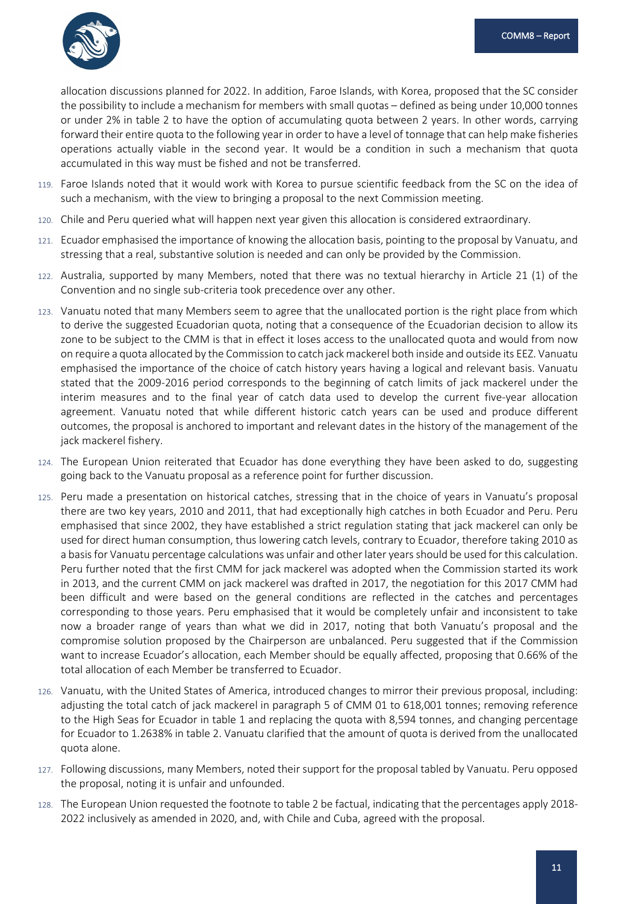allocation discussions planned for 2022. In addition, Faroe Islands, with Korea, proposed that the SC consider the possibility to include a mechanism for members with small quotas – defined as being under 10,000 tonnes or under 2% in table 2 to have the option of accumulating quota between 2 years. In other words, carrying forward their entire quota to the following year in order to have a level of tonnage that can help make fisheries operations actually viable in the second year. It would be a condition in such a mechanism that quota accumulated in this way must be fished and not be transferred.

119. Faroe Islands noted that it would work with Korea to pursue scientific feedback from the SC on the idea of such a mechanism, with the view to bringing a proposal to the next Commission meeting.

120. Chile and Peru queried what will happen next year given this allocation is considered extraordinary.

121. Ecuador emphasised the importance of knowing the allocation basis, pointing to the proposal by Vanuatu, and stressing that a real, substantive solution is needed and can only be provided by the Commission.

122. Australia, supported by many Members, noted that there was no textual hierarchy in Article 21 (1) of the Convention and no single sub-criteria took precedence over any other.

123. Vanuatu noted that many Members seem to agree that the unallocated portion is the right place from which to derive the suggested Ecuadorian quota, noting that a consequence of the Ecuadorian decision to allow its zone to be subject to the CMM is that in effect it loses access to the unallocated quota and would from now on require a quota allocated by the Commission to catch jack mackerel both inside and outside its EEZ. Vanuatu emphasised the importance of the choice of catch history years having a logical and relevant basis. Vanuatu stated that the 2009-2016 period corresponds to the beginning of catch limits of jack mackerel under the interim measures and to the final year of catch data used to develop the current five-year allocation agreement. Vanuatu noted that while different historic catch years can be used and produce different outcomes, the proposal is anchored to important and relevant dates in the history of the management of the jack mackerel fishery.

124. The European Union reiterated that Ecuador has done everything they have been asked to do, suggesting going back to the Vanuatu proposal as a reference point for further discussion.

125. Peru made a presentation on historical catches, stressing that in the choice of years in Vanuatu's proposal there are two key years, 2010 and 2011, that had exceptionally high catches in both Ecuador and Peru. Peru emphasised that since 2002, they have established a strict regulation stating that jack mackerel can only be used for direct human consumption, thus lowering catch levels, contrary to Ecuador, therefore taking 2010 as a basis for Vanuatu percentage calculations was unfair and other later years should be used for this calculation. Peru further noted that the first CMM for jack mackerel was adopted when the Commission started its work in 2013, and the current CMM on jack mackerel was drafted in 2017, the negotiation for this 2017 CMM had been difficult and were based on the general conditions are reflected in the catches and percentages corresponding to those years. Peru emphasised that it would be completely unfair and inconsistent to take now a broader range of years than what we did in 2017, noting that both Vanuatu's proposal and the compromise solution proposed by the Chairperson are unbalanced. Peru suggested that if the Commission want to increase Ecuador's allocation, each Member should be equally affected, proposing that 0.66% of the total allocation of each Member be transferred to Ecuador.

126. Vanuatu, with the United States of America, introduced changes to mirror their previous proposal, including: adjusting the total catch of jack mackerel in paragraph 5 of CMM 01 to 618,001 tonnes; removing reference to the High Seas for Ecuador in table 1 and replacing the quota with 8,594 tonnes, and changing percentage for Ecuador to 1.2638% in table 2. Vanuatu clarified that the amount of quota is derived from the unallocated quota alone.

127. Following discussions, many Members, noted their support for the proposal tabled by Vanuatu. Peru opposed the proposal, noting it is unfair and unfounded.

128. The European Union requested the footnote to table 2 be factual, indicating that the percentages apply 2018-2022 inclusively as amended in 2020, and, with Chile and Cuba, agreed with the proposal.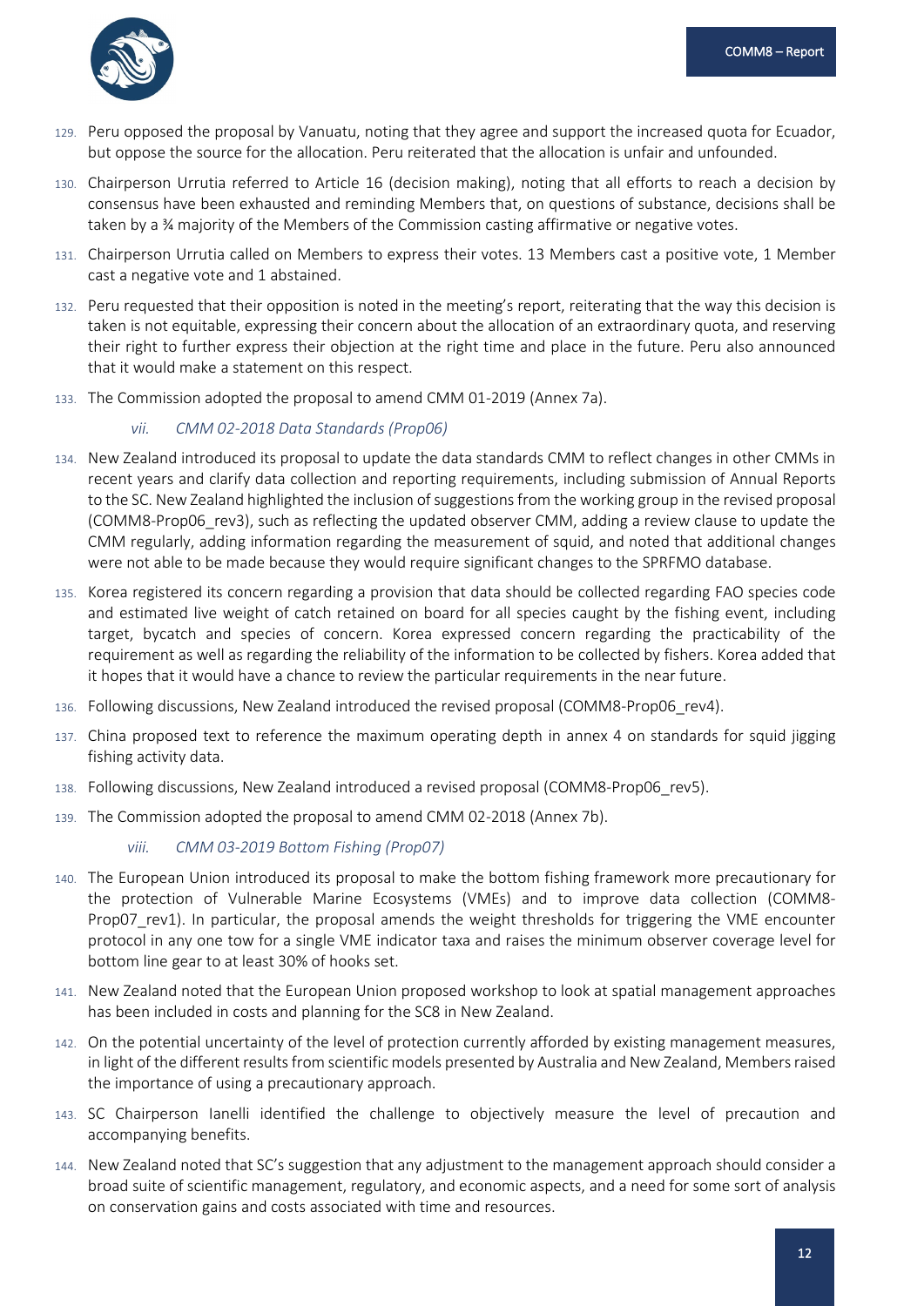129. Peru opposed the proposal by Vanuatu, noting that they agree and support the increased quota for Ecuador, but oppose the source for the allocation. Peru reiterated that the allocation is unfair and unfounded.

130. Chairperson Urrutia referred to Article 16 (decision making), noting that all efforts to reach a decision by consensus have been exhausted and reminding Members that, on questions of substance, decisions shall be taken by a ¾ majority of the Members of the Commission casting affirmative or negative votes.

131. Chairperson Urrutia called on Members to express their votes. 13 Members cast a positive vote, 1 Member cast a negative vote and 1 abstained.

132. Peru requested that their opposition is noted in the meeting's report, reiterating that the way this decision is taken is not equitable, expressing their concern about the allocation of an extraordinary quota, and reserving their right to further express their objection at the right time and place in the future. Peru also announced that it would make a statement on this respect.

133. The Commission adopted the proposal to amend CMM 01-2019 (Annex 7a).

*vii. CMM 02-2018 Data Standards (Prop06)*

134. New Zealand introduced its proposal to update the data standards CMM to reflect changes in other CMMs in recent years and clarify data collection and reporting requirements, including submission of Annual Reports to the SC. New Zealand highlighted the inclusion of suggestions from the working group in the revised proposal (COMM8-Prop06_rev3), such as reflecting the updated observer CMM, adding a review clause to update the CMM regularly, adding information regarding the measurement of squid, and noted that additional changes were not able to be made because they would require significant changes to the SPRFMO database.

135. Korea registered its concern regarding a provision that data should be collected regarding FAO species code and estimated live weight of catch retained on board for all species caught by the fishing event, including target, bycatch and species of concern. Korea expressed concern regarding the practicability of the requirement as well as regarding the reliability of the information to be collected by fishers. Korea added that it hopes that it would have a chance to review the particular requirements in the near future.

136. Following discussions, New Zealand introduced the revised proposal (COMM8-Prop06_rev4).

137. China proposed text to reference the maximum operating depth in annex 4 on standards for squid jigging fishing activity data.

138. Following discussions, New Zealand introduced a revised proposal (COMM8-Prop06_rev5).

139. The Commission adopted the proposal to amend CMM 02-2018 (Annex 7b).

*viii. CMM 03-2019 Bottom Fishing (Prop07)*

140. The European Union introduced its proposal to make the bottom fishing framework more precautionary for the protection of Vulnerable Marine Ecosystems (VMEs) and to improve data collection (COMM8-Prop07_rev1). In particular, the proposal amends the weight thresholds for triggering the VME encounter protocol in any one tow for a single VME indicator taxa and raises the minimum observer coverage level for bottom line gear to at least 30% of hooks set.

141. New Zealand noted that the European Union proposed workshop to look at spatial management approaches has been included in costs and planning for the SC8 in New Zealand.

142. On the potential uncertainty of the level of protection currently afforded by existing management measures, in light of the different results from scientific models presented by Australia and New Zealand, Members raised the importance of using a precautionary approach.

143. SC Chairperson Ianelli identified the challenge to objectively measure the level of precaution and accompanying benefits.

144. New Zealand noted that SC's suggestion that any adjustment to the management approach should consider a broad suite of scientific management, regulatory, and economic aspects, and a need for some sort of analysis on conservation gains and costs associated with time and resources.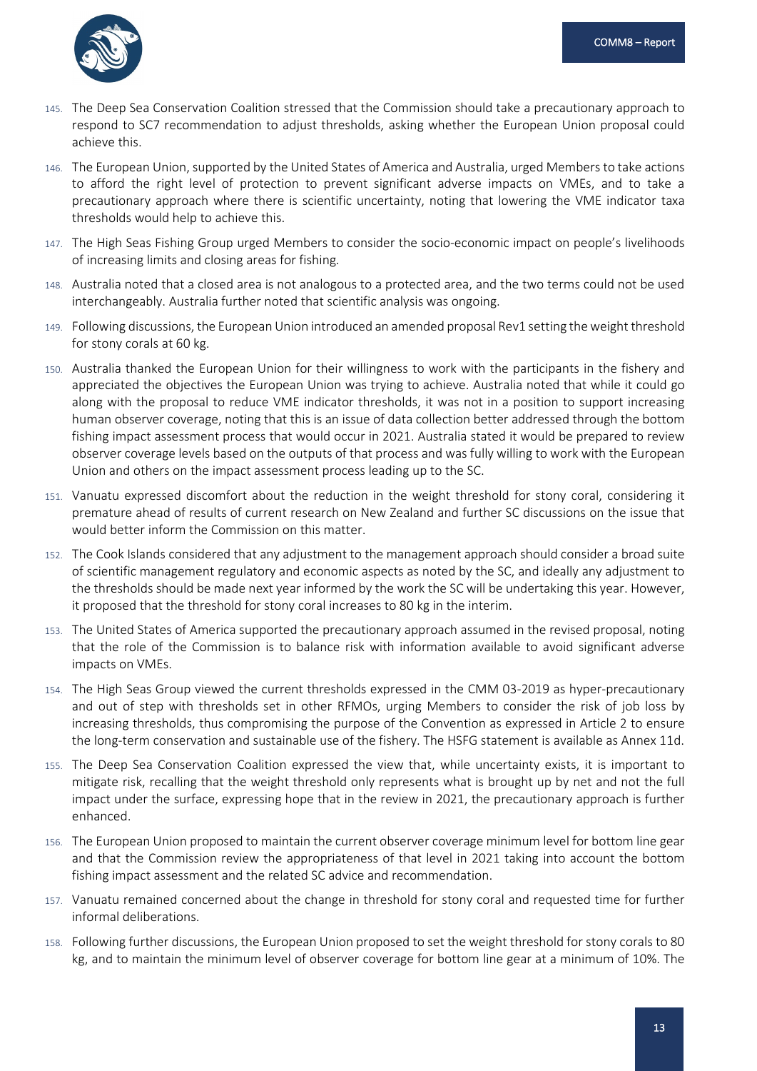145. The Deep Sea Conservation Coalition stressed that the Commission should take a precautionary approach to respond to SC7 recommendation to adjust thresholds, asking whether the European Union proposal could achieve this.

146. The European Union, supported by the United States of America and Australia, urged Members to take actions to afford the right level of protection to prevent significant adverse impacts on VMEs, and to take a precautionary approach where there is scientific uncertainty, noting that lowering the VME indicator taxa thresholds would help to achieve this.

147. The High Seas Fishing Group urged Members to consider the socio-economic impact on people's livelihoods of increasing limits and closing areas for fishing.

148. Australia noted that a closed area is not analogous to a protected area, and the two terms could not be used interchangeably. Australia further noted that scientific analysis was ongoing.

149. Following discussions, the European Union introduced an amended proposal Rev1 setting the weight threshold for stony corals at 60 kg.

150. Australia thanked the European Union for their willingness to work with the participants in the fishery and appreciated the objectives the European Union was trying to achieve. Australia noted that while it could go along with the proposal to reduce VME indicator thresholds, it was not in a position to support increasing human observer coverage, noting that this is an issue of data collection better addressed through the bottom fishing impact assessment process that would occur in 2021. Australia stated it would be prepared to review observer coverage levels based on the outputs of that process and was fully willing to work with the European Union and others on the impact assessment process leading up to the SC.

151. Vanuatu expressed discomfort about the reduction in the weight threshold for stony coral, considering it premature ahead of results of current research on New Zealand and further SC discussions on the issue that would better inform the Commission on this matter.

152. The Cook Islands considered that any adjustment to the management approach should consider a broad suite of scientific management regulatory and economic aspects as noted by the SC, and ideally any adjustment to the thresholds should be made next year informed by the work the SC will be undertaking this year. However, it proposed that the threshold for stony coral increases to 80 kg in the interim.

153. The United States of America supported the precautionary approach assumed in the revised proposal, noting that the role of the Commission is to balance risk with information available to avoid significant adverse impacts on VMEs.

154. The High Seas Group viewed the current thresholds expressed in the CMM 03-2019 as hyper-precautionary and out of step with thresholds set in other RFMOs, urging Members to consider the risk of job loss by increasing thresholds, thus compromising the purpose of the Convention as expressed in Article 2 to ensure the long-term conservation and sustainable use of the fishery. The HSFG statement is available as Annex 11d.

155. The Deep Sea Conservation Coalition expressed the view that, while uncertainty exists, it is important to mitigate risk, recalling that the weight threshold only represents what is brought up by net and not the full impact under the surface, expressing hope that in the review in 2021, the precautionary approach is further enhanced.

156. The European Union proposed to maintain the current observer coverage minimum level for bottom line gear and that the Commission review the appropriateness of that level in 2021 taking into account the bottom fishing impact assessment and the related SC advice and recommendation.

157. Vanuatu remained concerned about the change in threshold for stony coral and requested time for further informal deliberations.

158. Following further discussions, the European Union proposed to set the weight threshold for stony corals to 80 kg, and to maintain the minimum level of observer coverage for bottom line gear at a minimum of 10%. The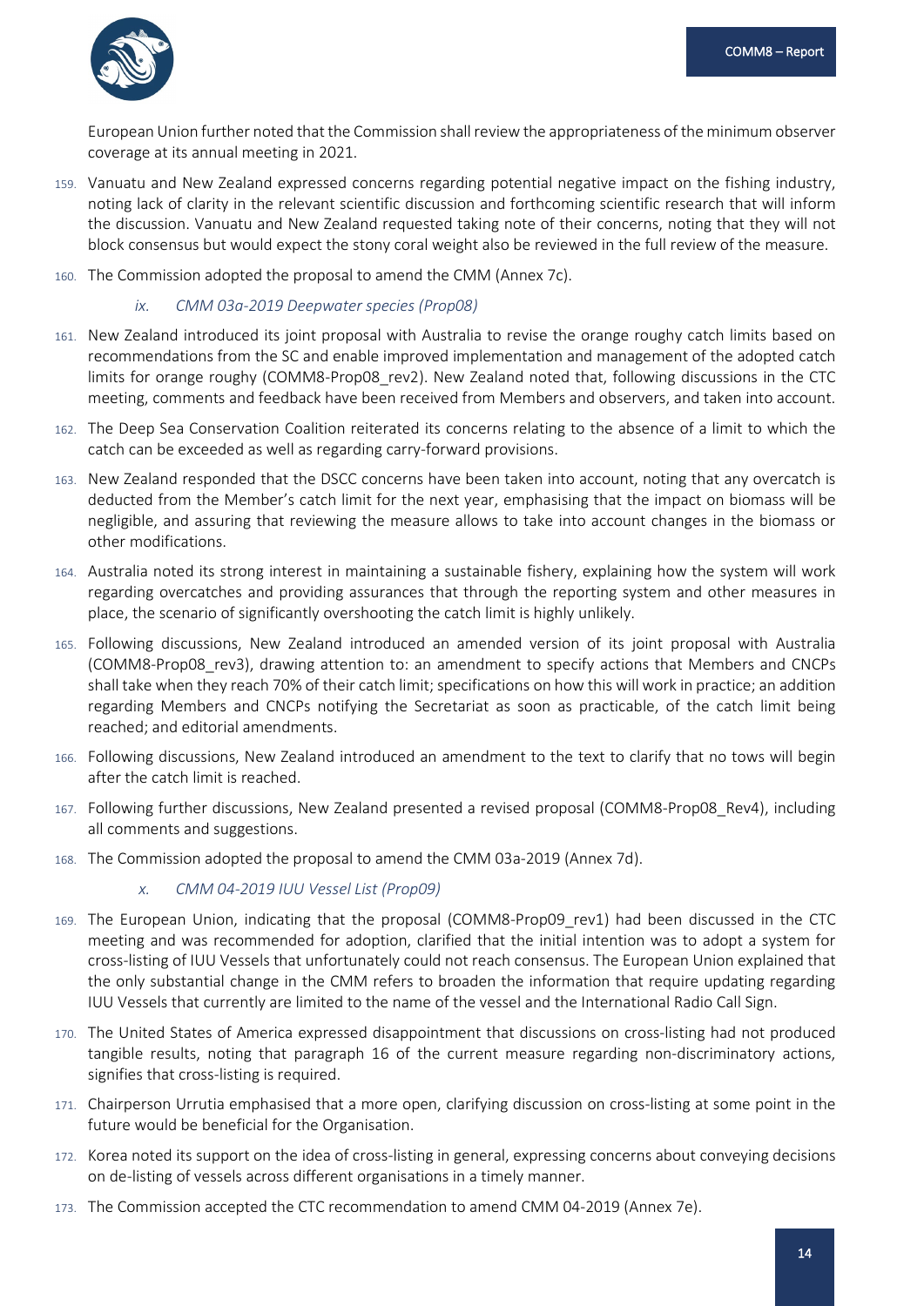European Union further noted that the Commission shall review the appropriateness of the minimum observer coverage at its annual meeting in 2021.

159. Vanuatu and New Zealand expressed concerns regarding potential negative impact on the fishing industry, noting lack of clarity in the relevant scientific discussion and forthcoming scientific research that will inform the discussion. Vanuatu and New Zealand requested taking note of their concerns, noting that they will not block consensus but would expect the stony coral weight also be reviewed in the full review of the measure.

160. The Commission adopted the proposal to amend the CMM (Annex 7c).

*ix. CMM 03a-2019 Deepwater species (Prop08)*

161. New Zealand introduced its joint proposal with Australia to revise the orange roughy catch limits based on recommendations from the SC and enable improved implementation and management of the adopted catch limits for orange roughy (COMM8-Prop08_rev2). New Zealand noted that, following discussions in the CTC meeting, comments and feedback have been received from Members and observers, and taken into account.

162. The Deep Sea Conservation Coalition reiterated its concerns relating to the absence of a limit to which the catch can be exceeded as well as regarding carry-forward provisions.

163. New Zealand responded that the DSCC concerns have been taken into account, noting that any overcatch is deducted from the Member's catch limit for the next year, emphasising that the impact on biomass will be negligible, and assuring that reviewing the measure allows to take into account changes in the biomass or other modifications.

164. Australia noted its strong interest in maintaining a sustainable fishery, explaining how the system will work regarding overcatches and providing assurances that through the reporting system and other measures in place, the scenario of significantly overshooting the catch limit is highly unlikely.

165. Following discussions, New Zealand introduced an amended version of its joint proposal with Australia (COMM8-Prop08_rev3), drawing attention to: an amendment to specify actions that Members and CNCPs shall take when they reach 70% of their catch limit; specifications on how this will work in practice; an addition regarding Members and CNCPs notifying the Secretariat as soon as practicable, of the catch limit being reached; and editorial amendments.

166. Following discussions, New Zealand introduced an amendment to the text to clarify that no tows will begin after the catch limit is reached.

167. Following further discussions, New Zealand presented a revised proposal (COMM8-Prop08_Rev4), including all comments and suggestions.

168. The Commission adopted the proposal to amend the CMM 03a-2019 (Annex 7d).

*x. CMM 04-2019 IUU Vessel List (Prop09)*

169. The European Union, indicating that the proposal (COMM8-Prop09_rev1) had been discussed in the CTC meeting and was recommended for adoption, clarified that the initial intention was to adopt a system for cross-listing of IUU Vessels that unfortunately could not reach consensus. The European Union explained that the only substantial change in the CMM refers to broaden the information that require updating regarding IUU Vessels that currently are limited to the name of the vessel and the International Radio Call Sign.

170. The United States of America expressed disappointment that discussions on cross-listing had not produced tangible results, noting that paragraph 16 of the current measure regarding non-discriminatory actions, signifies that cross-listing is required.

171. Chairperson Urrutia emphasised that a more open, clarifying discussion on cross-listing at some point in the future would be beneficial for the Organisation.

172. Korea noted its support on the idea of cross-listing in general, expressing concerns about conveying decisions on de-listing of vessels across different organisations in a timely manner.

173. The Commission accepted the CTC recommendation to amend CMM 04-2019 (Annex 7e).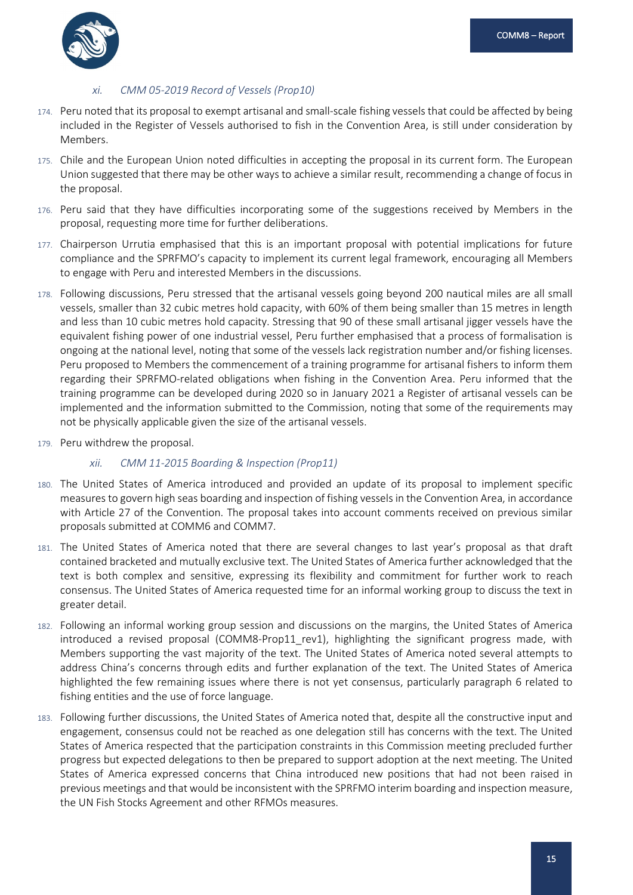*xi. CMM 05-2019 Record of Vessels (Prop10)*

174. Peru noted that its proposal to exempt artisanal and small-scale fishing vessels that could be affected by being included in the Register of Vessels authorised to fish in the Convention Area, is still under consideration by Members.

175. Chile and the European Union noted difficulties in accepting the proposal in its current form. The European Union suggested that there may be other ways to achieve a similar result, recommending a change of focus in the proposal.

176. Peru said that they have difficulties incorporating some of the suggestions received by Members in the proposal, requesting more time for further deliberations.

177. Chairperson Urrutia emphasised that this is an important proposal with potential implications for future compliance and the SPRFMO's capacity to implement its current legal framework, encouraging all Members to engage with Peru and interested Members in the discussions.

178. Following discussions, Peru stressed that the artisanal vessels going beyond 200 nautical miles are all small vessels, smaller than 32 cubic metres hold capacity, with 60% of them being smaller than 15 metres in length and less than 10 cubic metres hold capacity. Stressing that 90 of these small artisanal jigger vessels have the equivalent fishing power of one industrial vessel, Peru further emphasised that a process of formalisation is ongoing at the national level, noting that some of the vessels lack registration number and/or fishing licenses. Peru proposed to Members the commencement of a training programme for artisanal fishers to inform them regarding their SPRFMO-related obligations when fishing in the Convention Area. Peru informed that the training programme can be developed during 2020 so in January 2021 a Register of artisanal vessels can be implemented and the information submitted to the Commission, noting that some of the requirements may not be physically applicable given the size of the artisanal vessels.

179. Peru withdrew the proposal.

*xii. CMM 11-2015 Boarding & Inspection (Prop11)*

180. The United States of America introduced and provided an update of its proposal to implement specific measures to govern high seas boarding and inspection of fishing vessels in the Convention Area, in accordance with Article 27 of the Convention. The proposal takes into account comments received on previous similar proposals submitted at COMM6 and COMM7.

181. The United States of America noted that there are several changes to last year's proposal as that draft contained bracketed and mutually exclusive text. The United States of America further acknowledged that the text is both complex and sensitive, expressing its flexibility and commitment for further work to reach consensus. The United States of America requested time for an informal working group to discuss the text in greater detail.

182. Following an informal working group session and discussions on the margins, the United States of America introduced a revised proposal (COMM8-Prop11_rev1), highlighting the significant progress made, with Members supporting the vast majority of the text. The United States of America noted several attempts to address China's concerns through edits and further explanation of the text. The United States of America highlighted the few remaining issues where there is not yet consensus, particularly paragraph 6 related to fishing entities and the use of force language.

183. Following further discussions, the United States of America noted that, despite all the constructive input and engagement, consensus could not be reached as one delegation still has concerns with the text. The United States of America respected that the participation constraints in this Commission meeting precluded further progress but expected delegations to then be prepared to support adoption at the next meeting. The United States of America expressed concerns that China introduced new positions that had not been raised in previous meetings and that would be inconsistent with the SPRFMO interim boarding and inspection measure, the UN Fish Stocks Agreement and other RFMOs measures.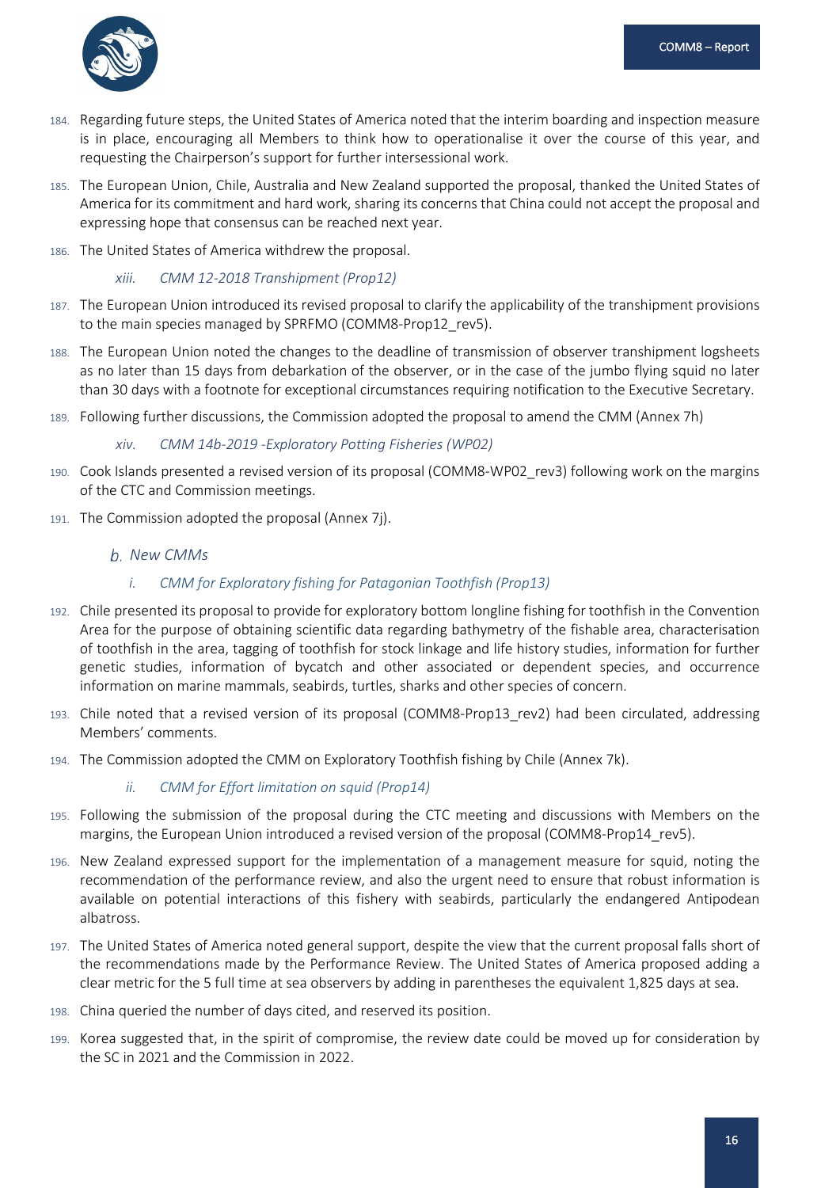184. Regarding future steps, the United States of America noted that the interim boarding and inspection measure is in place, encouraging all Members to think how to operationalise it over the course of this year, and requesting the Chairperson's support for further intersessional work.

185. The European Union, Chile, Australia and New Zealand supported the proposal, thanked the United States of America for its commitment and hard work, sharing its concerns that China could not accept the proposal and expressing hope that consensus can be reached next year.

186. The United States of America withdrew the proposal.

*xiii. CMM 12-2018 Transhipment (Prop12)*

187. The European Union introduced its revised proposal to clarify the applicability of the transhipment provisions to the main species managed by SPRFMO (COMM8-Prop12_rev5).

188. The European Union noted the changes to the deadline of transmission of observer transhipment logsheets as no later than 15 days from debarkation of the observer, or in the case of the jumbo flying squid no later than 30 days with a footnote for exceptional circumstances requiring notification to the Executive Secretary.

189. Following further discussions, the Commission adopted the proposal to amend the CMM (Annex 7h)

*xiv. CMM 14b-2019 -Exploratory Potting Fisheries (WP02)*

190. Cook Islands presented a revised version of its proposal (COMM8-WP02_rev3) following work on the margins of the CTC and Commission meetings.

191. The Commission adopted the proposal (Annex 7j).

### *b. New CMMs*

*i. CMM for Exploratory fishing for Patagonian Toothfish (Prop13)*

192. Chile presented its proposal to provide for exploratory bottom longline fishing for toothfish in the Convention Area for the purpose of obtaining scientific data regarding bathymetry of the fishable area, characterisation of toothfish in the area, tagging of toothfish for stock linkage and life history studies, information for further genetic studies, information of bycatch and other associated or dependent species, and occurrence information on marine mammals, seabirds, turtles, sharks and other species of concern.

193. Chile noted that a revised version of its proposal (COMM8-Prop13_rev2) had been circulated, addressing Members' comments.

194. The Commission adopted the CMM on Exploratory Toothfish fishing by Chile (Annex 7k).

*ii. CMM for Effort limitation on squid (Prop14)*

195. Following the submission of the proposal during the CTC meeting and discussions with Members on the margins, the European Union introduced a revised version of the proposal (COMM8-Prop14_rev5).

196. New Zealand expressed support for the implementation of a management measure for squid, noting the recommendation of the performance review, and also the urgent need to ensure that robust information is available on potential interactions of this fishery with seabirds, particularly the endangered Antipodean albatross.

197. The United States of America noted general support, despite the view that the current proposal falls short of the recommendations made by the Performance Review. The United States of America proposed adding a clear metric for the 5 full time at sea observers by adding in parentheses the equivalent 1,825 days at sea.

198. China queried the number of days cited, and reserved its position.

199. Korea suggested that, in the spirit of compromise, the review date could be moved up for consideration by the SC in 2021 and the Commission in 2022.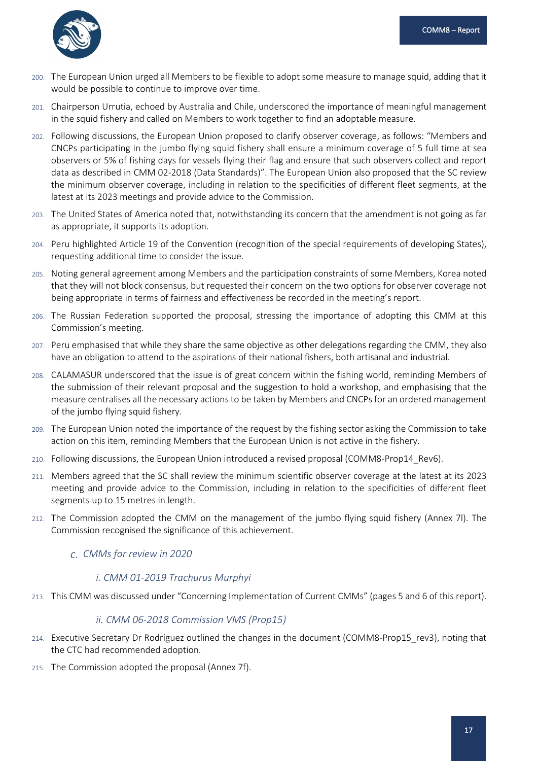200. The European Union urged all Members to be flexible to adopt some measure to manage squid, adding that it would be possible to continue to improve over time.

201. Chairperson Urrutia, echoed by Australia and Chile, underscored the importance of meaningful management in the squid fishery and called on Members to work together to find an adoptable measure.

202. Following discussions, the European Union proposed to clarify observer coverage, as follows: "Members and CNCPs participating in the jumbo flying squid fishery shall ensure a minimum coverage of 5 full time at sea observers or 5% of fishing days for vessels flying their flag and ensure that such observers collect and report data as described in CMM 02-2018 (Data Standards)". The European Union also proposed that the SC review the minimum observer coverage, including in relation to the specificities of different fleet segments, at the latest at its 2023 meetings and provide advice to the Commission.

203. The United States of America noted that, notwithstanding its concern that the amendment is not going as far as appropriate, it supports its adoption.

204. Peru highlighted Article 19 of the Convention (recognition of the special requirements of developing States), requesting additional time to consider the issue.

205. Noting general agreement among Members and the participation constraints of some Members, Korea noted that they will not block consensus, but requested their concern on the two options for observer coverage not being appropriate in terms of fairness and effectiveness be recorded in the meeting's report.

206. The Russian Federation supported the proposal, stressing the importance of adopting this CMM at this Commission's meeting.

207. Peru emphasised that while they share the same objective as other delegations regarding the CMM, they also have an obligation to attend to the aspirations of their national fishers, both artisanal and industrial.

208. CALAMASUR underscored that the issue is of great concern within the fishing world, reminding Members of the submission of their relevant proposal and the suggestion to hold a workshop, and emphasising that the measure centralises all the necessary actions to be taken by Members and CNCPs for an ordered management of the jumbo flying squid fishery.

209. The European Union noted the importance of the request by the fishing sector asking the Commission to take action on this item, reminding Members that the European Union is not active in the fishery.

210. Following discussions, the European Union introduced a revised proposal (COMM8-Prop14_Rev6).

211. Members agreed that the SC shall review the minimum scientific observer coverage at the latest at its 2023 meeting and provide advice to the Commission, including in relation to the specificities of different fleet segments up to 15 metres in length.

212. The Commission adopted the CMM on the management of the jumbo flying squid fishery (Annex 7l). The Commission recognised the significance of this achievement.

### c. *CMMs for review in 2020*

#### *i. CMM 01-2019 Trachurus Murphyi*

213. This CMM was discussed under "Concerning Implementation of Current CMMs" (pages 5 and 6 of this report).

#### *ii. CMM 06-2018 Commission VMS (Prop15)*

214. Executive Secretary Dr Rodríguez outlined the changes in the document (COMM8-Prop15_rev3), noting that the CTC had recommended adoption.

215. The Commission adopted the proposal (Annex 7f).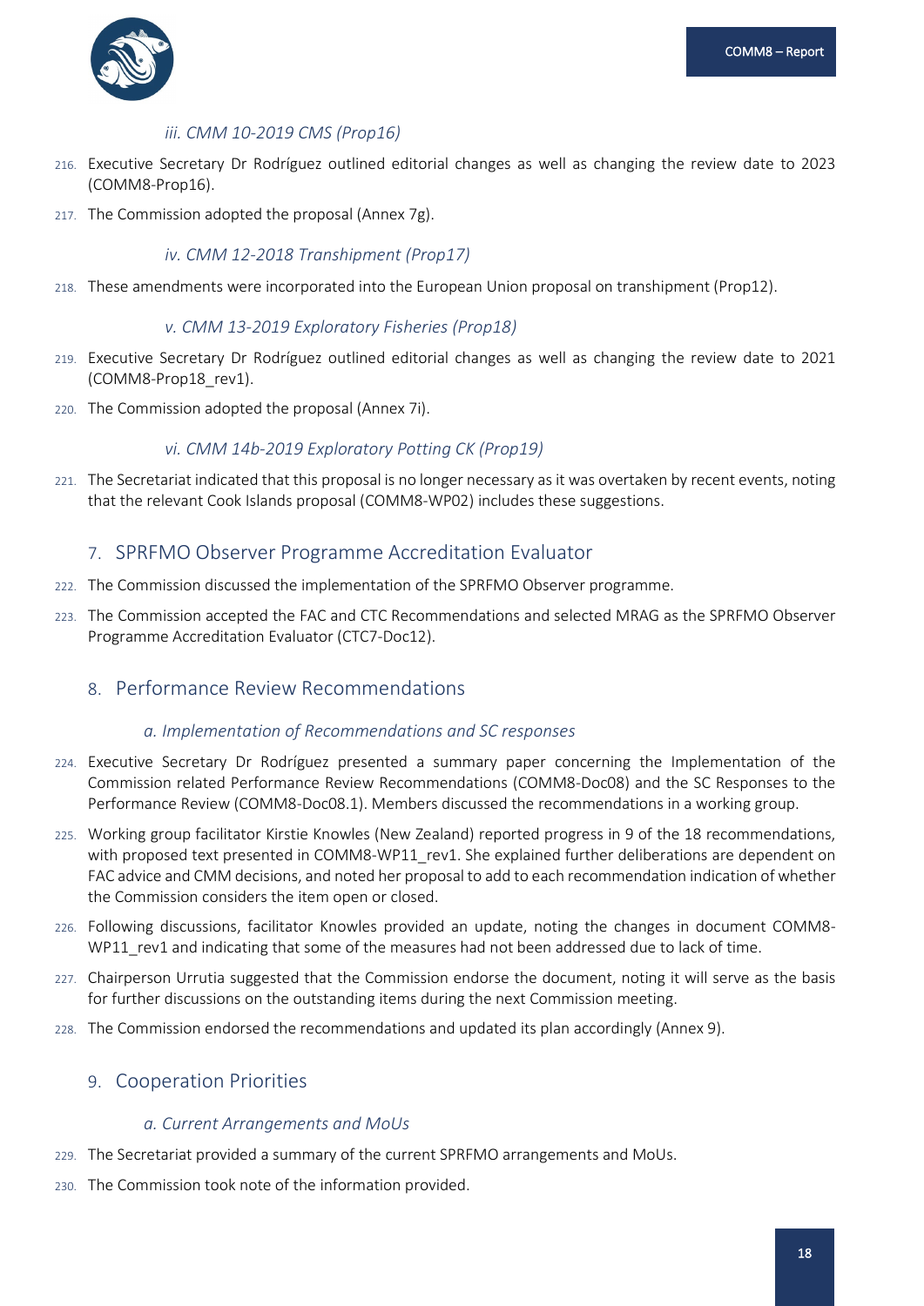#### iii. CMM 10-2019 CMS (Prop16)

216. Executive Secretary Dr Rodríguez outlined editorial changes as well as changing the review date to 2023 (COMM8-Prop16).

217. The Commission adopted the proposal (Annex 7g).

#### iv. CMM 12-2018 Transhipment (Prop17)

218. These amendments were incorporated into the European Union proposal on transhipment (Prop12).

#### v. CMM 13-2019 Exploratory Fisheries (Prop18)

219. Executive Secretary Dr Rodríguez outlined editorial changes as well as changing the review date to 2021 (COMM8-Prop18_rev1).

220. The Commission adopted the proposal (Annex 7i).

#### vi. CMM 14b-2019 Exploratory Potting CK (Prop19)

221. The Secretariat indicated that this proposal is no longer necessary as it was overtaken by recent events, noting that the relevant Cook Islands proposal (COMM8-WP02) includes these suggestions.

## 7. SPRFMO Observer Programme Accreditation Evaluator

222. The Commission discussed the implementation of the SPRFMO Observer programme.

223. The Commission accepted the FAC and CTC Recommendations and selected MRAG as the SPRFMO Observer Programme Accreditation Evaluator (CTC7-Doc12).

## 8. Performance Review Recommendations

### a. Implementation of Recommendations and SC responses

224. Executive Secretary Dr Rodríguez presented a summary paper concerning the Implementation of the Commission related Performance Review Recommendations (COMM8-Doc08) and the SC Responses to the Performance Review (COMM8-Doc08.1). Members discussed the recommendations in a working group.

225. Working group facilitator Kirstie Knowles (New Zealand) reported progress in 9 of the 18 recommendations, with proposed text presented in COMM8-WP11_rev1. She explained further deliberations are dependent on FAC advice and CMM decisions, and noted her proposal to add to each recommendation indication of whether the Commission considers the item open or closed.

226. Following discussions, facilitator Knowles provided an update, noting the changes in document COMM8-WP11_rev1 and indicating that some of the measures had not been addressed due to lack of time.

227. Chairperson Urrutia suggested that the Commission endorse the document, noting it will serve as the basis for further discussions on the outstanding items during the next Commission meeting.

228. The Commission endorsed the recommendations and updated its plan accordingly (Annex 9).

## 9. Cooperation Priorities

### a. Current Arrangements and MoUs

229. The Secretariat provided a summary of the current SPRFMO arrangements and MoUs.

230. The Commission took note of the information provided.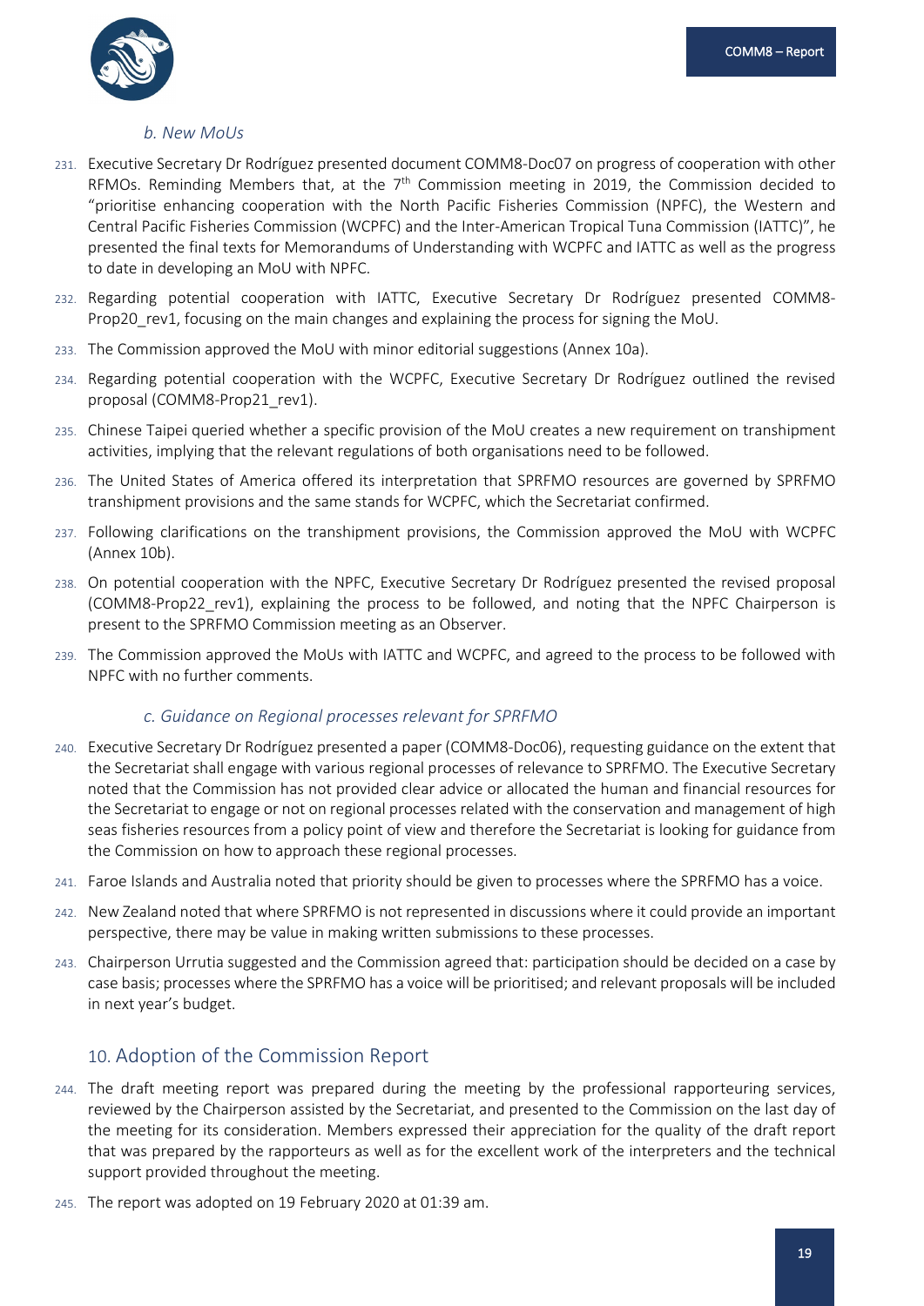### *b. New MoUs*

231. Executive Secretary Dr Rodríguez presented document COMM8-Doc07 on progress of cooperation with other RFMOs. Reminding Members that, at the 7th Commission meeting in 2019, the Commission decided to "prioritise enhancing cooperation with the North Pacific Fisheries Commission (NPFC), the Western and Central Pacific Fisheries Commission (WCPFC) and the Inter-American Tropical Tuna Commission (IATTC)", he presented the final texts for Memorandums of Understanding with WCPFC and IATTC as well as the progress to date in developing an MoU with NPFC.

232. Regarding potential cooperation with IATTC, Executive Secretary Dr Rodríguez presented COMM8-Prop20_rev1, focusing on the main changes and explaining the process for signing the MoU.

233. The Commission approved the MoU with minor editorial suggestions (Annex 10a).

234. Regarding potential cooperation with the WCPFC, Executive Secretary Dr Rodríguez outlined the revised proposal (COMM8-Prop21_rev1).

235. Chinese Taipei queried whether a specific provision of the MoU creates a new requirement on transhipment activities, implying that the relevant regulations of both organisations need to be followed.

236. The United States of America offered its interpretation that SPRFMO resources are governed by SPRFMO transhipment provisions and the same stands for WCPFC, which the Secretariat confirmed.

237. Following clarifications on the transhipment provisions, the Commission approved the MoU with WCPFC (Annex 10b).

238. On potential cooperation with the NPFC, Executive Secretary Dr Rodríguez presented the revised proposal (COMM8-Prop22_rev1), explaining the process to be followed, and noting that the NPFC Chairperson is present to the SPRFMO Commission meeting as an Observer.

239. The Commission approved the MoUs with IATTC and WCPFC, and agreed to the process to be followed with NPFC with no further comments.

### *c. Guidance on Regional processes relevant for SPRFMO*

240. Executive Secretary Dr Rodríguez presented a paper (COMM8-Doc06), requesting guidance on the extent that the Secretariat shall engage with various regional processes of relevance to SPRFMO. The Executive Secretary noted that the Commission has not provided clear advice or allocated the human and financial resources for the Secretariat to engage or not on regional processes related with the conservation and management of high seas fisheries resources from a policy point of view and therefore the Secretariat is looking for guidance from the Commission on how to approach these regional processes.

241. Faroe Islands and Australia noted that priority should be given to processes where the SPRFMO has a voice.

242. New Zealand noted that where SPRFMO is not represented in discussions where it could provide an important perspective, there may be value in making written submissions to these processes.

243. Chairperson Urrutia suggested and the Commission agreed that: participation should be decided on a case by case basis; processes where the SPRFMO has a voice will be prioritised; and relevant proposals will be included in next year's budget.

## 10. Adoption of the Commission Report

244. The draft meeting report was prepared during the meeting by the professional rapporteuring services, reviewed by the Chairperson assisted by the Secretariat, and presented to the Commission on the last day of the meeting for its consideration. Members expressed their appreciation for the quality of the draft report that was prepared by the rapporteurs as well as for the excellent work of the interpreters and the technical support provided throughout the meeting.

245. The report was adopted on 19 February 2020 at 01:39 am.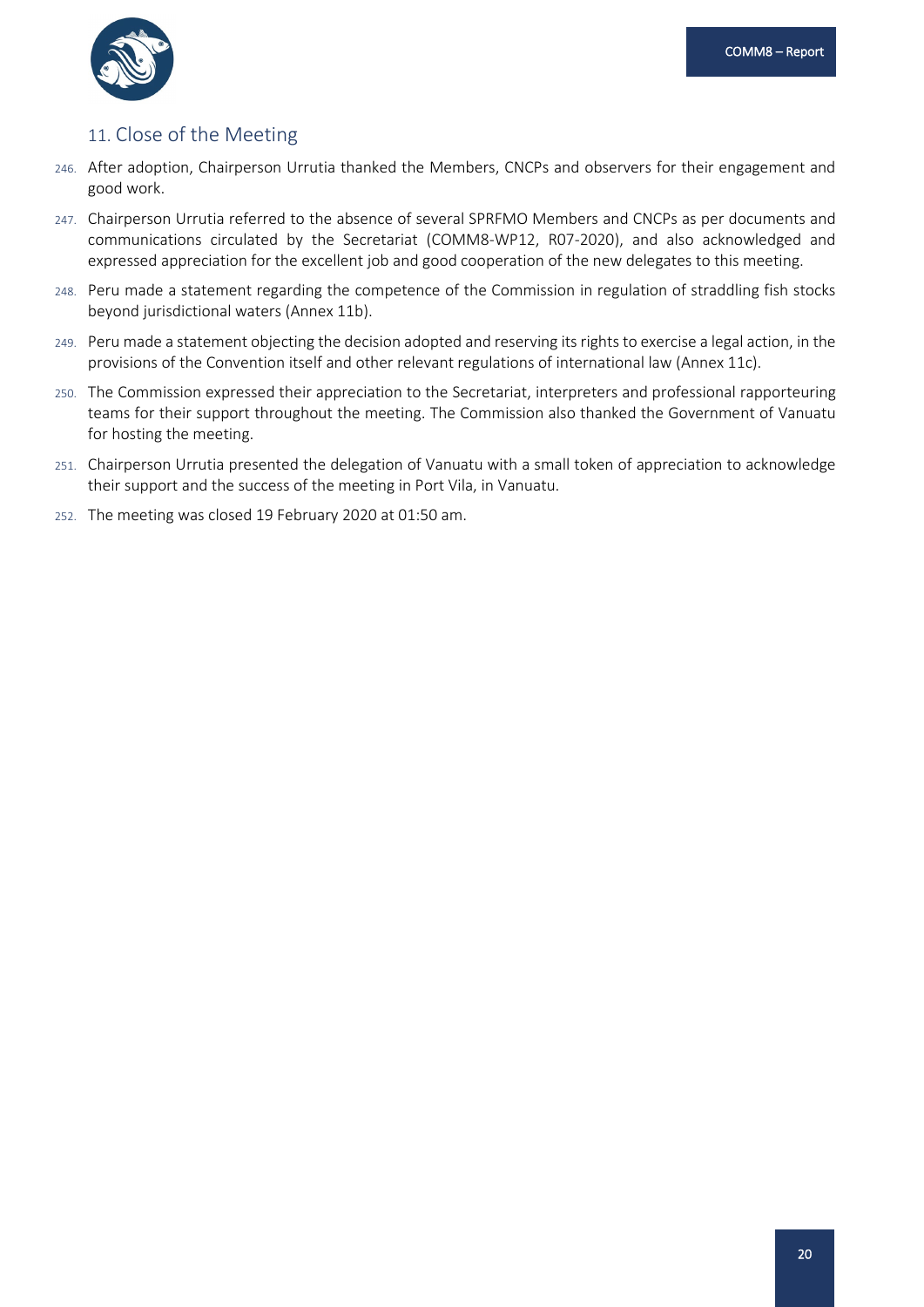## 11. Close of the Meeting

246. After adoption, Chairperson Urrutia thanked the Members, CNCPs and observers for their engagement and good work.

247. Chairperson Urrutia referred to the absence of several SPRFMO Members and CNCPs as per documents and communications circulated by the Secretariat (COMM8-WP12, R07-2020), and also acknowledged and expressed appreciation for the excellent job and good cooperation of the new delegates to this meeting.

248. Peru made a statement regarding the competence of the Commission in regulation of straddling fish stocks beyond jurisdictional waters (Annex 11b).

249. Peru made a statement objecting the decision adopted and reserving its rights to exercise a legal action, in the provisions of the Convention itself and other relevant regulations of international law (Annex 11c).

250. The Commission expressed their appreciation to the Secretariat, interpreters and professional rapporteuring teams for their support throughout the meeting. The Commission also thanked the Government of Vanuatu for hosting the meeting.

251. Chairperson Urrutia presented the delegation of Vanuatu with a small token of appreciation to acknowledge their support and the success of the meeting in Port Vila, in Vanuatu.

252. The meeting was closed 19 February 2020 at 01:50 am.